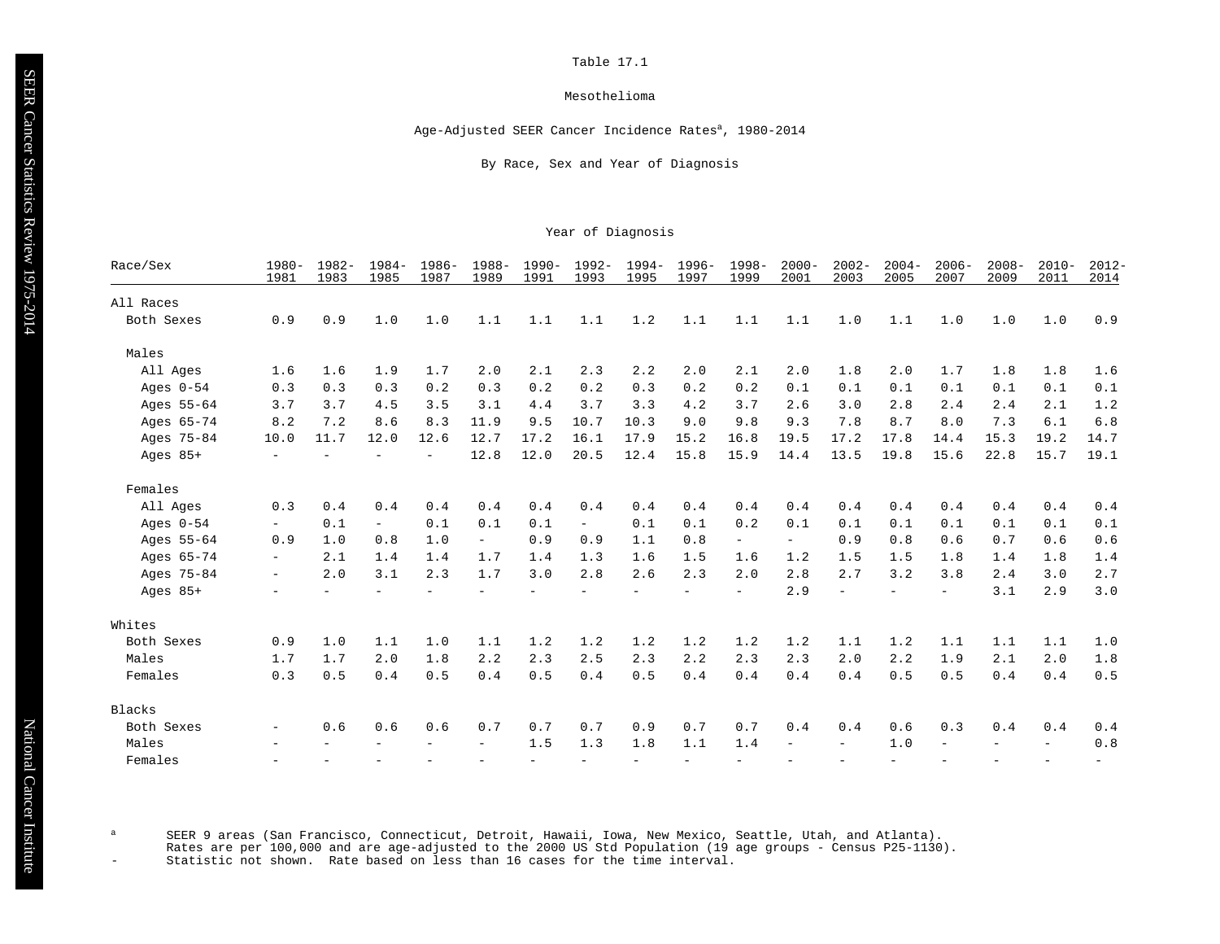Table 17.1

Mesothelioma

Age-Adjusted SEER Cancer Incidence Rates[a], 1980-2014

By Race, Sex and Year of Diagnosis

| Race/Sex | 1980-1981 | 1982-1983 | 1984-1985 | 1986-1987 | 1988-1989 | 1990-1991 | 1992-1993 | 1994-1995 | 1996-1997 | 1998-1999 | 2000-2001 | 2002-2003 | 2004-2005 | 2006-2007 | 2008-2009 | 2010-2011 | 2012-2014 |
|---|---|---|---|---|---|---|---|---|---|---|---|---|---|---|---|---|---|
| **All Races** | | | | | | | | | | | | | | | | | |
| Both Sexes | 0.9 | 0.9 | 1.0 | 1.0 | 1.1 | 1.1 | 1.1 | 1.2 | 1.1 | 1.1 | 1.1 | 1.0 | 1.1 | 1.0 | 1.0 | 1.0 | 0.9 |
| Males | | | | | | | | | | | | | | | | | |
| All Ages | 1.6 | 1.6 | 1.9 | 1.7 | 2.0 | 2.1 | 2.3 | 2.2 | 2.0 | 2.1 | 2.0 | 1.8 | 2.0 | 1.7 | 1.8 | 1.8 | 1.6 |
| Ages 0-54 | 0.3 | 0.3 | 0.3 | 0.2 | 0.3 | 0.2 | 0.2 | 0.3 | 0.2 | 0.2 | 0.1 | 0.1 | 0.1 | 0.1 | 0.1 | 0.1 | 0.1 |
| Ages 55-64 | 3.7 | 3.7 | 4.5 | 3.5 | 3.1 | 4.4 | 3.7 | 3.3 | 4.2 | 3.7 | 2.6 | 3.0 | 2.8 | 2.4 | 2.4 | 2.1 | 1.2 |
| Ages 65-74 | 8.2 | 7.2 | 8.6 | 8.3 | 11.9 | 9.5 | 10.7 | 10.3 | 9.0 | 9.8 | 9.3 | 7.8 | 8.7 | 8.0 | 7.3 | 6.1 | 6.8 |
| Ages 75-84 | 10.0 | 11.7 | 12.0 | 12.6 | 12.7 | 17.2 | 16.1 | 17.9 | 15.2 | 16.8 | 19.5 | 17.2 | 17.8 | 14.4 | 15.3 | 19.2 | 14.7 |
| Ages 85+ | - | - | - | - | 12.8 | 12.0 | 20.5 | 12.4 | 15.8 | 15.9 | 14.4 | 13.5 | 19.8 | 15.6 | 22.8 | 15.7 | 19.1 |
| Females | | | | | | | | | | | | | | | | | |
| All Ages | 0.3 | 0.4 | 0.4 | 0.4 | 0.4 | 0.4 | 0.4 | 0.4 | 0.4 | 0.4 | 0.4 | 0.4 | 0.4 | 0.4 | 0.4 | 0.4 | 0.4 |
| Ages 0-54 | - | 0.1 | - | 0.1 | 0.1 | 0.1 | - | 0.1 | 0.1 | 0.2 | 0.1 | 0.1 | 0.1 | 0.1 | 0.1 | 0.1 | 0.1 |
| Ages 55-64 | 0.9 | 1.0 | 0.8 | 1.0 | - | 0.9 | 0.9 | 1.1 | 0.8 | - | - | 0.9 | 0.8 | 0.6 | 0.7 | 0.6 | 0.6 |
| Ages 65-74 | - | 2.1 | 1.4 | 1.4 | 1.7 | 1.4 | 1.3 | 1.6 | 1.5 | 1.6 | 1.2 | 1.5 | 1.5 | 1.8 | 1.4 | 1.8 | 1.4 |
| Ages 75-84 | - | 2.0 | 3.1 | 2.3 | 1.7 | 3.0 | 2.8 | 2.6 | 2.3 | 2.0 | 2.8 | 2.7 | 3.2 | 3.8 | 2.4 | 3.0 | 2.7 |
| Ages 85+ | - | - | - | - | - | - | - | - | - | - | 2.9 | - | - | - | 3.1 | 2.9 | 3.0 |
| **Whites** | | | | | | | | | | | | | | | | | |
| Both Sexes | 0.9 | 1.0 | 1.1 | 1.0 | 1.1 | 1.2 | 1.2 | 1.2 | 1.2 | 1.2 | 1.2 | 1.1 | 1.2 | 1.1 | 1.1 | 1.1 | 1.0 |
| Males | 1.7 | 1.7 | 2.0 | 1.8 | 2.2 | 2.3 | 2.5 | 2.3 | 2.2 | 2.3 | 2.3 | 2.0 | 2.2 | 1.9 | 2.1 | 2.0 | 1.8 |
| Females | 0.3 | 0.5 | 0.4 | 0.5 | 0.4 | 0.5 | 0.4 | 0.5 | 0.4 | 0.4 | 0.4 | 0.4 | 0.5 | 0.5 | 0.4 | 0.4 | 0.5 |
| **Blacks** | | | | | | | | | | | | | | | | | |
| Both Sexes | - | 0.6 | 0.6 | 0.6 | 0.7 | 0.7 | 0.7 | 0.9 | 0.7 | 0.7 | 0.4 | 0.4 | 0.6 | 0.3 | 0.4 | 0.4 | 0.4 |
| Males | - | - | - | - | - | 1.5 | 1.3 | 1.8 | 1.1 | 1.4 | - | - | 1.0 | - | - | - | 0.8 |
| Females | - | - | - | - | - | - | - | - | - | - | - | - | - | - | - | - | - |

[a] SEER 9 areas (San Francisco, Connecticut, Detroit, Hawaii, Iowa, New Mexico, Seattle, Utah, and Atlanta). Rates are per 100,000 and are age-adjusted to the 2000 US Std Population (19 age groups - Census P25-1130).

\- Statistic not shown. Rate based on less than 16 cases for the time interval.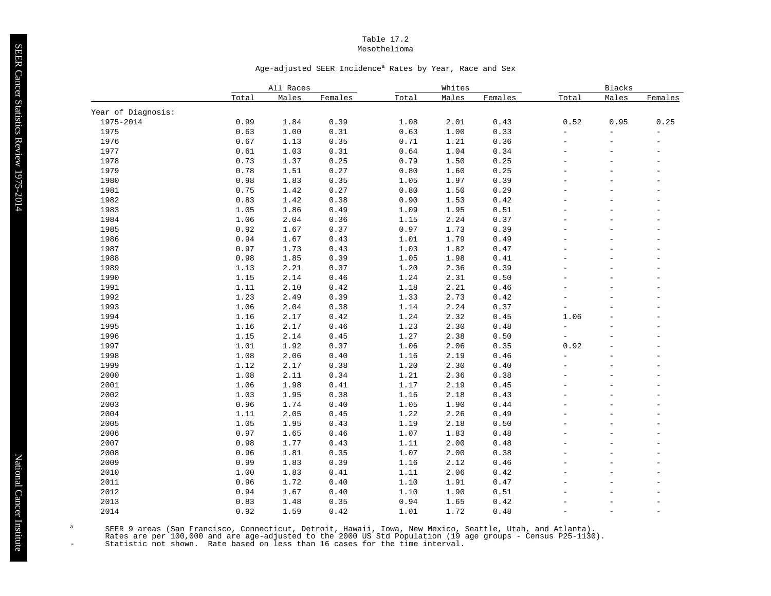Table 17.2
Mesothelioma

Age-adjusted SEER Incidence[a] Rates by Year, Race and Sex

| | All Races | | | Whites | | | Blacks | | |
|---|---|---|---|---|---|---|---|---|---|
| | Total | Males | Females | Total | Males | Females | Total | Males | Females |
| Year of Diagnosis: | | | | | | | | | |
| 1975-2014 | 0.99 | 1.84 | 0.39 | 1.08 | 2.01 | 0.43 | 0.52 | 0.95 | 0.25 |
| 1975 | 0.63 | 1.00 | 0.31 | 0.63 | 1.00 | 0.33 | - | - | - |
| 1976 | 0.67 | 1.13 | 0.35 | 0.71 | 1.21 | 0.36 | - | - | - |
| 1977 | 0.61 | 1.03 | 0.31 | 0.64 | 1.04 | 0.34 | - | - | - |
| 1978 | 0.73 | 1.37 | 0.25 | 0.79 | 1.50 | 0.25 | - | - | - |
| 1979 | 0.78 | 1.51 | 0.27 | 0.80 | 1.60 | 0.25 | - | - | - |
| 1980 | 0.98 | 1.83 | 0.35 | 1.05 | 1.97 | 0.39 | - | - | - |
| 1981 | 0.75 | 1.42 | 0.27 | 0.80 | 1.50 | 0.29 | - | - | - |
| 1982 | 0.83 | 1.42 | 0.38 | 0.90 | 1.53 | 0.42 | - | - | - |
| 1983 | 1.05 | 1.86 | 0.49 | 1.09 | 1.95 | 0.51 | - | - | - |
| 1984 | 1.06 | 2.04 | 0.36 | 1.15 | 2.24 | 0.37 | - | - | - |
| 1985 | 0.92 | 1.67 | 0.37 | 0.97 | 1.73 | 0.39 | - | - | - |
| 1986 | 0.94 | 1.67 | 0.43 | 1.01 | 1.79 | 0.49 | - | - | - |
| 1987 | 0.97 | 1.73 | 0.43 | 1.03 | 1.82 | 0.47 | - | - | - |
| 1988 | 0.98 | 1.85 | 0.39 | 1.05 | 1.98 | 0.41 | - | - | - |
| 1989 | 1.13 | 2.21 | 0.37 | 1.20 | 2.36 | 0.39 | - | - | - |
| 1990 | 1.15 | 2.14 | 0.46 | 1.24 | 2.31 | 0.50 | - | - | - |
| 1991 | 1.11 | 2.10 | 0.42 | 1.18 | 2.21 | 0.46 | - | - | - |
| 1992 | 1.23 | 2.49 | 0.39 | 1.33 | 2.73 | 0.42 | - | - | - |
| 1993 | 1.06 | 2.04 | 0.38 | 1.14 | 2.24 | 0.37 | - | - | - |
| 1994 | 1.16 | 2.17 | 0.42 | 1.24 | 2.32 | 0.45 | 1.06 | - | - |
| 1995 | 1.16 | 2.17 | 0.46 | 1.23 | 2.30 | 0.48 | - | - | - |
| 1996 | 1.15 | 2.14 | 0.45 | 1.27 | 2.38 | 0.50 | - | - | - |
| 1997 | 1.01 | 1.92 | 0.37 | 1.06 | 2.06 | 0.35 | 0.92 | - | - |
| 1998 | 1.08 | 2.06 | 0.40 | 1.16 | 2.19 | 0.46 | - | - | - |
| 1999 | 1.12 | 2.17 | 0.38 | 1.20 | 2.30 | 0.40 | - | - | - |
| 2000 | 1.08 | 2.11 | 0.34 | 1.21 | 2.36 | 0.38 | - | - | - |
| 2001 | 1.06 | 1.98 | 0.41 | 1.17 | 2.19 | 0.45 | - | - | - |
| 2002 | 1.03 | 1.95 | 0.38 | 1.16 | 2.18 | 0.43 | - | - | - |
| 2003 | 0.96 | 1.74 | 0.40 | 1.05 | 1.90 | 0.44 | - | - | - |
| 2004 | 1.11 | 2.05 | 0.45 | 1.22 | 2.26 | 0.49 | - | - | - |
| 2005 | 1.05 | 1.95 | 0.43 | 1.19 | 2.18 | 0.50 | - | - | - |
| 2006 | 0.97 | 1.65 | 0.46 | 1.07 | 1.83 | 0.48 | - | - | - |
| 2007 | 0.98 | 1.77 | 0.43 | 1.11 | 2.00 | 0.48 | - | - | - |
| 2008 | 0.96 | 1.81 | 0.35 | 1.07 | 2.00 | 0.38 | - | - | - |
| 2009 | 0.99 | 1.83 | 0.39 | 1.16 | 2.12 | 0.46 | - | - | - |
| 2010 | 1.00 | 1.83 | 0.41 | 1.11 | 2.06 | 0.42 | - | - | - |
| 2011 | 0.96 | 1.72 | 0.40 | 1.10 | 1.91 | 0.47 | - | - | - |
| 2012 | 0.94 | 1.67 | 0.40 | 1.10 | 1.90 | 0.51 | - | - | - |
| 2013 | 0.83 | 1.48 | 0.35 | 0.94 | 1.65 | 0.42 | - | - | - |
| 2014 | 0.92 | 1.59 | 0.42 | 1.01 | 1.72 | 0.48 | - | - | - |

[a] SEER 9 areas (San Francisco, Connecticut, Detroit, Hawaii, Iowa, New Mexico, Seattle, Utah, and Atlanta). Rates are per 100,000 and are age-adjusted to the 2000 US Std Population (19 age groups - Census P25-1130).

\- Statistic not shown. Rate based on less than 16 cases for the time interval.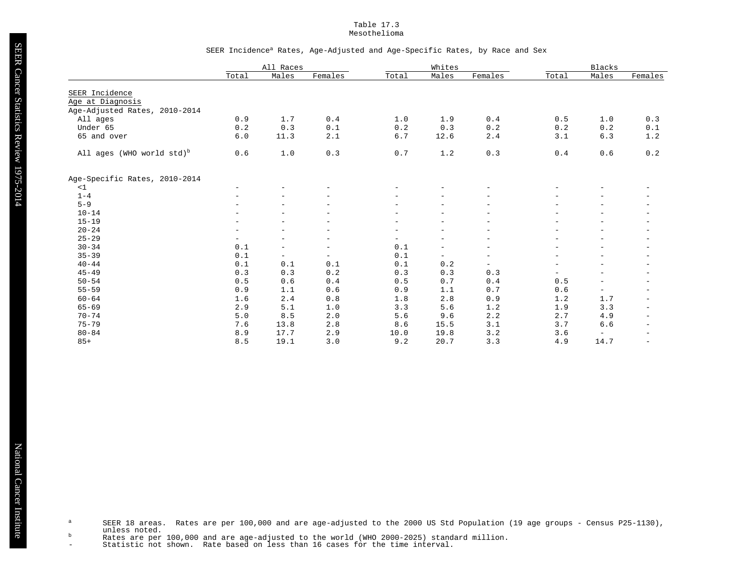Table 17.3
Mesothelioma

SEER Incidence[a] Rates, Age-Adjusted and Age-Specific Rates, by Race and Sex

| | All Races | | | Whites | | | Blacks | | |
|---|---|---|---|---|---|---|---|---|---|
| | Total | Males | Females | Total | Males | Females | Total | Males | Females |
| **SEER Incidence** | | | | | | | | | |
| **Age at Diagnosis** | | | | | | | | | |
| Age-Adjusted Rates, 2010-2014 | | | | | | | | | |
| All ages | 0.9 | 1.7 | 0.4 | 1.0 | 1.9 | 0.4 | 0.5 | 1.0 | 0.3 |
| Under 65 | 0.2 | 0.3 | 0.1 | 0.2 | 0.3 | 0.2 | 0.2 | 0.2 | 0.1 |
| 65 and over | 6.0 | 11.3 | 2.1 | 6.7 | 12.6 | 2.4 | 3.1 | 6.3 | 1.2 |
| All ages (WHO world std)[b] | 0.6 | 1.0 | 0.3 | 0.7 | 1.2 | 0.3 | 0.4 | 0.6 | 0.2 |
| Age-Specific Rates, 2010-2014 | | | | | | | | | |
| <1 | - | - | - | - | - | - | - | - | - |
| 1-4 | - | - | - | - | - | - | - | - | - |
| 5-9 | - | - | - | - | - | - | - | - | - |
| 10-14 | - | - | - | - | - | - | - | - | - |
| 15-19 | - | - | - | - | - | - | - | - | - |
| 20-24 | - | - | - | - | - | - | - | - | - |
| 25-29 | - | - | - | - | - | - | - | - | - |
| 30-34 | 0.1 | - | - | 0.1 | - | - | - | - | - |
| 35-39 | 0.1 | - | - | 0.1 | - | - | - | - | - |
| 40-44 | 0.1 | 0.1 | 0.1 | 0.1 | 0.2 | - | - | - | - |
| 45-49 | 0.3 | 0.3 | 0.2 | 0.3 | 0.3 | 0.3 | - | - | - |
| 50-54 | 0.5 | 0.6 | 0.4 | 0.5 | 0.7 | 0.4 | 0.5 | - | - |
| 55-59 | 0.9 | 1.1 | 0.6 | 0.9 | 1.1 | 0.7 | 0.6 | - | - |
| 60-64 | 1.6 | 2.4 | 0.8 | 1.8 | 2.8 | 0.9 | 1.2 | 1.7 | - |
| 65-69 | 2.9 | 5.1 | 1.0 | 3.3 | 5.6 | 1.2 | 1.9 | 3.3 | - |
| 70-74 | 5.0 | 8.5 | 2.0 | 5.6 | 9.6 | 2.2 | 2.7 | 4.9 | - |
| 75-79 | 7.6 | 13.8 | 2.8 | 8.6 | 15.5 | 3.1 | 3.7 | 6.6 | - |
| 80-84 | 8.9 | 17.7 | 2.9 | 10.0 | 19.8 | 3.2 | 3.6 | - | - |
| 85+ | 8.5 | 19.1 | 3.0 | 9.2 | 20.7 | 3.3 | 4.9 | 14.7 | - |

[a] SEER 18 areas. Rates are per 100,000 and are age-adjusted to the 2000 US Std Population (19 age groups - Census P25-1130), unless noted.
[b] Rates are per 100,000 and are age-adjusted to the world (WHO 2000-2025) standard million.
- Statistic not shown. Rate based on less than 16 cases for the time interval.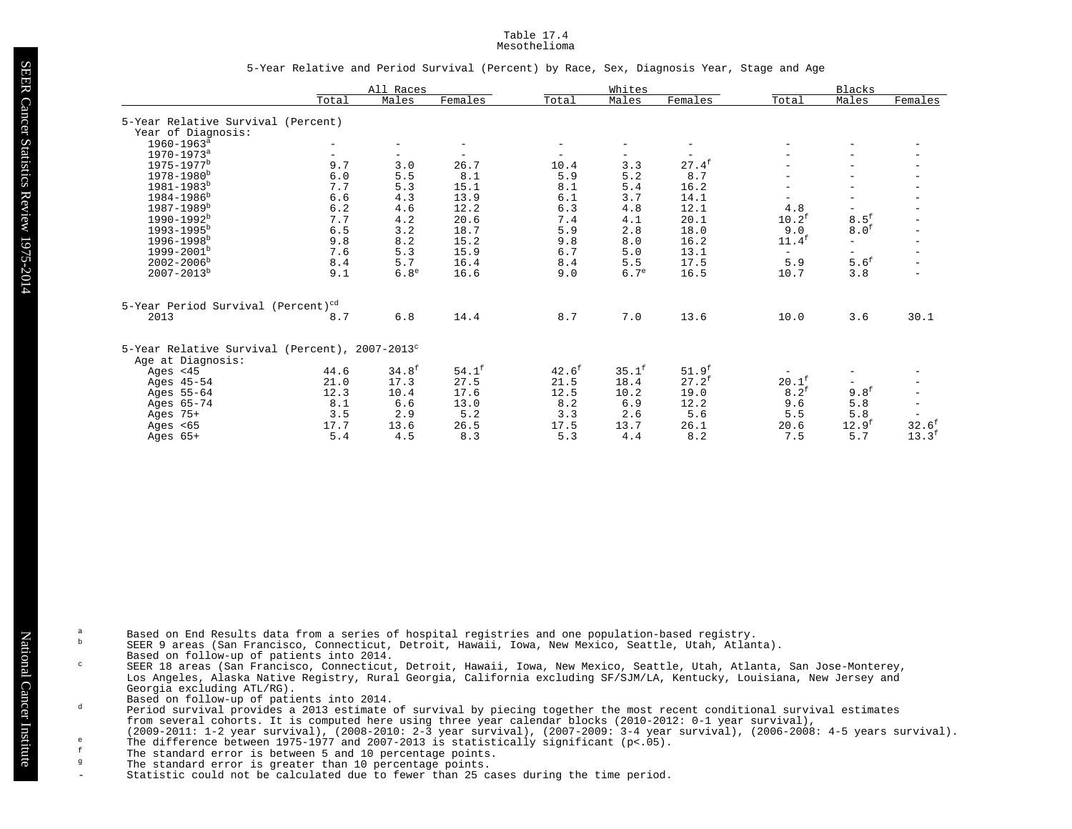Table 17.4
Mesothelioma

5-Year Relative and Period Survival (Percent) by Race, Sex, Diagnosis Year, Stage and Age

| | All Races | | | Whites | | | Blacks | | |
|---|---|---|---|---|---|---|---|---|---|
| | Total | Males | Females | Total | Males | Females | Total | Males | Females |
| **5-Year Relative Survival (Percent)** | | | | | | | | | |
| Year of Diagnosis: | | | | | | | | | |
| 1960-1963[a] | - | - | - | - | - | - | - | - | - |
| 1970-1973[a] | - | - | - | - | - | - | - | - | - |
| 1975-1977[b] | 9.7 | 3.0 | 26.7 | 10.4 | 3.3 | 27.4[f] | - | - | - |
| 1978-1980[b] | 6.0 | 5.5 | 8.1 | 5.9 | 5.2 | 8.7 | - | - | - |
| 1981-1983[b] | 7.7 | 5.3 | 15.1 | 8.1 | 5.4 | 16.2 | - | - | - |
| 1984-1986[b] | 6.6 | 4.3 | 13.9 | 6.1 | 3.7 | 14.1 | - | - | - |
| 1987-1989[b] | 6.2 | 4.6 | 12.2 | 6.3 | 4.8 | 12.1 | 4.8 | - | - |
| 1990-1992[b] | 7.7 | 4.2 | 20.6 | 7.4 | 4.1 | 20.1 | 10.2[f] | 8.5[f] | - |
| 1993-1995[b] | 6.5 | 3.2 | 18.7 | 5.9 | 2.8 | 18.0 | 9.0 | 8.0[f] | - |
| 1996-1998[b] | 9.8 | 8.2 | 15.2 | 9.8 | 8.0 | 16.2 | 11.4[f] | - | - |
| 1999-2001[b] | 7.6 | 5.3 | 15.9 | 6.7 | 5.0 | 13.1 | - | - | - |
| 2002-2006[b] | 8.4 | 5.7 | 16.4 | 8.4 | 5.5 | 17.5 | 5.9 | 5.6[f] | - |
| 2007-2013[b] | 9.1 | 6.8[e] | 16.6 | 9.0 | 6.7[e] | 16.5 | 10.7 | 3.8 | - |
| **5-Year Period Survival (Percent)[cd]** | | | | | | | | | |
| 2013 | 8.7 | 6.8 | 14.4 | 8.7 | 7.0 | 13.6 | 10.0 | 3.6 | 30.1 |
| **5-Year Relative Survival (Percent), 2007-2013[c]** | | | | | | | | | |
| Age at Diagnosis: | | | | | | | | | |
| Ages <45 | 44.6 | 34.8[f] | 54.1[f] | 42.6[f] | 35.1[f] | 51.9[f] | - | - | - |
| Ages 45-54 | 21.0 | 17.3 | 27.5 | 21.5 | 18.4 | 27.2[f] | 20.1[f] | - | - |
| Ages 55-64 | 12.3 | 10.4 | 17.6 | 12.5 | 10.2 | 19.0 | 8.2[f] | 9.8[f] | - |
| Ages 65-74 | 8.1 | 6.6 | 13.0 | 8.2 | 6.9 | 12.2 | 9.6 | 5.8 | - |
| Ages 75+ | 3.5 | 2.9 | 5.2 | 3.3 | 2.6 | 5.6 | 5.5 | 5.8 | - |
| Ages <65 | 17.7 | 13.6 | 26.5 | 17.5 | 13.7 | 26.1 | 20.6 | 12.9[f] | 32.6[f] |
| Ages 65+ | 5.4 | 4.5 | 8.3 | 5.3 | 4.4 | 8.2 | 7.5 | 5.7 | 13.3[f] |

[a] Based on End Results data from a series of hospital registries and one population-based registry.

[b] SEER 9 areas (San Francisco, Connecticut, Detroit, Hawaii, Iowa, New Mexico, Seattle, Utah, Atlanta). Based on follow-up of patients into 2014.

[c] SEER 18 areas (San Francisco, Connecticut, Detroit, Hawaii, Iowa, New Mexico, Seattle, Utah, Atlanta, San Jose-Monterey, Los Angeles, Alaska Native Registry, Rural Georgia, California excluding SF/SJM/LA, Kentucky, Louisiana, New Jersey and Georgia excluding ATL/RG). Based on follow-up of patients into 2014.

[d] Period survival provides a 2013 estimate of survival by piecing together the most recent conditional survival estimates from several cohorts. It is computed here using three year calendar blocks (2010-2012: 0-1 year survival), (2009-2011: 1-2 year survival), (2008-2010: 2-3 year survival), (2007-2009: 3-4 year survival), (2006-2008: 4-5 years survival).

[e] The difference between 1975-1977 and 2007-2013 is statistically significant ($p<.05$).

[f] The standard error is between 5 and 10 percentage points.

[g] The standard error is greater than 10 percentage points.

\- Statistic could not be calculated due to fewer than 25 cases during the time period.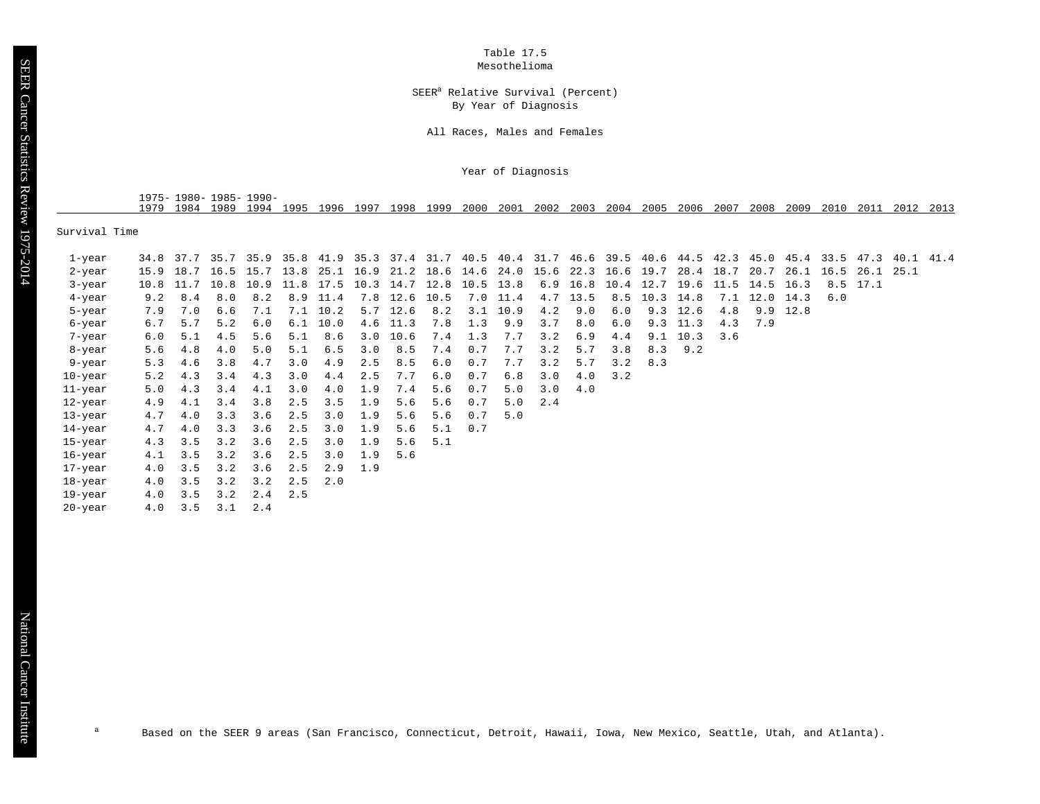Table 17.5
Mesothelioma

SEER[a] Relative Survival (Percent)
By Year of Diagnosis

All Races, Males and Females

| Survival Time | 1975-1979 | 1980-1984 | 1985-1989 | 1990-1994 | 1995 | 1996 | 1997 | 1998 | 1999 | 2000 | 2001 | 2002 | 2003 | 2004 | 2005 | 2006 | 2007 | 2008 | 2009 | 2010 | 2011 | 2012 | 2013 |
|---|---|---|---|---|---|---|---|---|---|---|---|---|---|---|---|---|---|---|---|---|---|---|---|
| 1-year | 34.8 | 37.7 | 35.7 | 35.9 | 35.8 | 41.9 | 35.3 | 37.4 | 31.7 | 40.5 | 40.4 | 31.7 | 46.6 | 39.5 | 40.6 | 44.5 | 42.3 | 45.0 | 45.4 | 33.5 | 47.3 | 40.1 | 41.4 |
| 2-year | 15.9 | 18.7 | 16.5 | 15.7 | 13.8 | 25.1 | 16.9 | 21.2 | 18.6 | 14.6 | 24.0 | 15.6 | 22.3 | 16.6 | 19.7 | 28.4 | 18.7 | 20.7 | 26.1 | 16.5 | 26.1 | 25.1 | |
| 3-year | 10.8 | 11.7 | 10.8 | 10.9 | 11.8 | 17.5 | 10.3 | 14.7 | 12.8 | 10.5 | 13.8 | 6.9 | 16.8 | 10.4 | 12.7 | 19.6 | 11.5 | 14.5 | 16.3 | 8.5 | 17.1 | | |
| 4-year | 9.2 | 8.4 | 8.0 | 8.2 | 8.9 | 11.4 | 7.8 | 12.6 | 10.5 | 7.0 | 11.4 | 4.7 | 13.5 | 8.5 | 10.3 | 14.8 | 7.1 | 12.0 | 14.3 | 6.0 | | | |
| 5-year | 7.9 | 7.0 | 6.6 | 7.1 | 7.1 | 10.2 | 5.7 | 12.6 | 8.2 | 3.1 | 10.9 | 4.2 | 9.0 | 6.0 | 9.3 | 12.6 | 4.8 | 9.9 | 12.8 | | | | |
| 6-year | 6.7 | 5.7 | 5.2 | 6.0 | 6.1 | 10.0 | 4.6 | 11.3 | 7.8 | 1.3 | 9.9 | 3.7 | 8.0 | 6.0 | 9.3 | 11.3 | 4.3 | 7.9 | | | | | |
| 7-year | 6.0 | 5.1 | 4.5 | 5.6 | 5.1 | 8.6 | 3.0 | 10.6 | 7.4 | 1.3 | 7.7 | 3.2 | 6.9 | 4.4 | 9.1 | 10.3 | 3.6 | | | | | | |
| 8-year | 5.6 | 4.8 | 4.0 | 5.0 | 5.1 | 6.5 | 3.0 | 8.5 | 7.4 | 0.7 | 7.7 | 3.2 | 5.7 | 3.8 | 8.3 | 9.2 | | | | | | | |
| 9-year | 5.3 | 4.6 | 3.8 | 4.7 | 3.0 | 4.9 | 2.5 | 8.5 | 6.0 | 0.7 | 7.7 | 3.2 | 5.7 | 3.2 | 8.3 | | | | | | | | |
| 10-year | 5.2 | 4.3 | 3.4 | 4.3 | 3.0 | 4.4 | 2.5 | 7.7 | 6.0 | 0.7 | 6.8 | 3.0 | 4.0 | 3.2 | | | | | | | | | |
| 11-year | 5.0 | 4.3 | 3.4 | 4.1 | 3.0 | 4.0 | 1.9 | 7.4 | 5.6 | 0.7 | 5.0 | 3.0 | 4.0 | | | | | | | | | | |
| 12-year | 4.9 | 4.1 | 3.4 | 3.8 | 2.5 | 3.5 | 1.9 | 5.6 | 5.6 | 0.7 | 5.0 | 2.4 | | | | | | | | | | | |
| 13-year | 4.7 | 4.0 | 3.3 | 3.6 | 2.5 | 3.0 | 1.9 | 5.6 | 5.6 | 0.7 | 5.0 | | | | | | | | | | | | |
| 14-year | 4.7 | 4.0 | 3.3 | 3.6 | 2.5 | 3.0 | 1.9 | 5.6 | 5.1 | 0.7 | | | | | | | | | | | | | |
| 15-year | 4.3 | 3.5 | 3.2 | 3.6 | 2.5 | 3.0 | 1.9 | 5.6 | 5.1 | | | | | | | | | | | | | | |
| 16-year | 4.1 | 3.5 | 3.2 | 3.6 | 2.5 | 3.0 | 1.9 | 5.6 | | | | | | | | | | | | | | | |
| 17-year | 4.0 | 3.5 | 3.2 | 3.6 | 2.5 | 2.9 | 1.9 | | | | | | | | | | | | | | | | |
| 18-year | 4.0 | 3.5 | 3.2 | 3.2 | 2.5 | 2.0 | | | | | | | | | | | | | | | | | |
| 19-year | 4.0 | 3.5 | 3.2 | 2.4 | 2.5 | | | | | | | | | | | | | | | | | | |
| 20-year | 4.0 | 3.5 | 3.1 | 2.4 | | | | | | | | | | | | | | | | | | | |

[a] Based on the SEER 9 areas (San Francisco, Connecticut, Detroit, Hawaii, Iowa, New Mexico, Seattle, Utah, and Atlanta).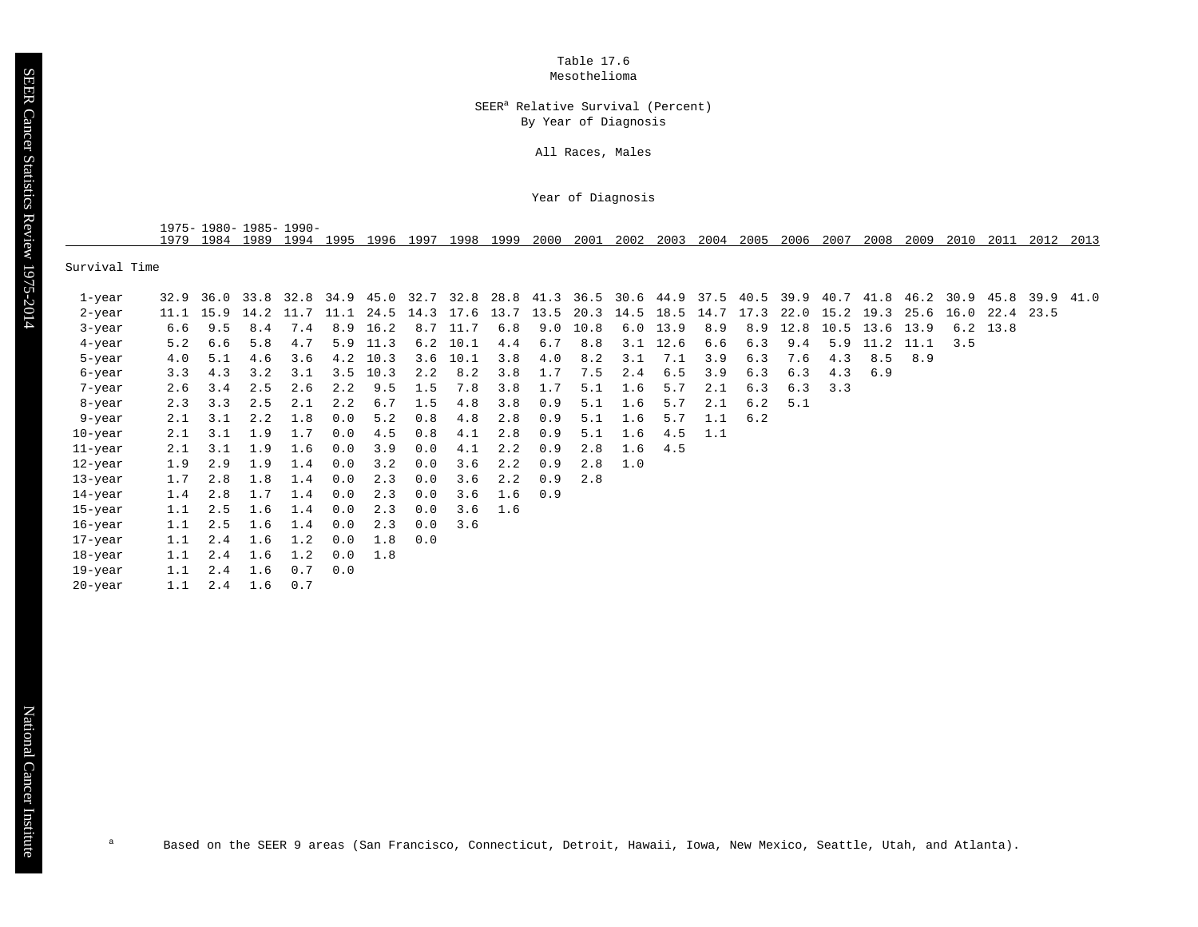Table 17.6

Mesothelioma

SEER[a] Relative Survival (Percent)
By Year of Diagnosis

All Races, Males

Year of Diagnosis

| Survival Time | 1975-1979 | 1980-1984 | 1985-1989 | 1990-1994 | 1995 | 1996 | 1997 | 1998 | 1999 | 2000 | 2001 | 2002 | 2003 | 2004 | 2005 | 2006 | 2007 | 2008 | 2009 | 2010 | 2011 | 2012 | 2013 |
|---|---|---|---|---|---|---|---|---|---|---|---|---|---|---|---|---|---|---|---|---|---|---|---|
| 1-year | 32.9 | 36.0 | 33.8 | 32.8 | 34.9 | 45.0 | 32.7 | 32.8 | 28.8 | 41.3 | 36.5 | 30.6 | 44.9 | 37.5 | 40.5 | 39.9 | 40.7 | 41.8 | 46.2 | 30.9 | 45.8 | 39.9 | 41.0 |
| 2-year | 11.1 | 15.9 | 14.2 | 11.7 | 11.1 | 24.5 | 14.3 | 17.6 | 13.7 | 13.5 | 20.3 | 14.5 | 18.5 | 14.7 | 17.3 | 22.0 | 15.2 | 19.3 | 25.6 | 16.0 | 22.4 | 23.5 | |
| 3-year | 6.6 | 9.5 | 8.4 | 7.4 | 8.9 | 16.2 | 8.7 | 11.7 | 6.8 | 9.0 | 10.8 | 6.0 | 13.9 | 8.9 | 8.9 | 12.8 | 10.5 | 13.6 | 13.9 | 6.2 | 13.8 | | |
| 4-year | 5.2 | 6.6 | 5.8 | 4.7 | 5.9 | 11.3 | 6.2 | 10.1 | 4.4 | 6.7 | 8.8 | 3.1 | 12.6 | 6.6 | 6.3 | 9.4 | 5.9 | 11.2 | 11.1 | 3.5 | | | |
| 5-year | 4.0 | 5.1 | 4.6 | 3.6 | 4.2 | 10.3 | 3.6 | 10.1 | 3.8 | 4.0 | 8.2 | 3.1 | 7.1 | 3.9 | 6.3 | 7.6 | 4.3 | 8.5 | 8.9 | | | | |
| 6-year | 3.3 | 4.3 | 3.2 | 3.1 | 3.5 | 10.3 | 2.2 | 8.2 | 3.8 | 1.7 | 7.5 | 2.4 | 6.5 | 3.9 | 6.3 | 6.3 | 4.3 | 6.9 | | | | | |
| 7-year | 2.6 | 3.4 | 2.5 | 2.6 | 2.2 | 9.5 | 1.5 | 7.8 | 3.8 | 1.7 | 5.1 | 1.6 | 5.7 | 2.1 | 6.3 | 6.3 | 3.3 | | | | | | |
| 8-year | 2.3 | 3.3 | 2.5 | 2.1 | 2.2 | 6.7 | 1.5 | 4.8 | 3.8 | 0.9 | 5.1 | 1.6 | 5.7 | 2.1 | 6.2 | 5.1 | | | | | | | |
| 9-year | 2.1 | 3.1 | 2.2 | 1.8 | 0.0 | 5.2 | 0.8 | 4.8 | 2.8 | 0.9 | 5.1 | 1.6 | 5.7 | 1.1 | 6.2 | | | | | | | | |
| 10-year | 2.1 | 3.1 | 1.9 | 1.7 | 0.0 | 4.5 | 0.8 | 4.1 | 2.8 | 0.9 | 5.1 | 1.6 | 4.5 | 1.1 | | | | | | | | | |
| 11-year | 2.1 | 3.1 | 1.9 | 1.6 | 0.0 | 3.9 | 0.0 | 4.1 | 2.2 | 0.9 | 2.8 | 1.6 | 4.5 | | | | | | | | | | |
| 12-year | 1.9 | 2.9 | 1.9 | 1.4 | 0.0 | 3.2 | 0.0 | 3.6 | 2.2 | 0.9 | 2.8 | 1.0 | | | | | | | | | | | |
| 13-year | 1.7 | 2.8 | 1.8 | 1.4 | 0.0 | 2.3 | 0.0 | 3.6 | 2.2 | 0.9 | 2.8 | | | | | | | | | | | | |
| 14-year | 1.4 | 2.8 | 1.7 | 1.4 | 0.0 | 2.3 | 0.0 | 3.6 | 1.6 | 0.9 | | | | | | | | | | | | | |
| 15-year | 1.1 | 2.5 | 1.6 | 1.4 | 0.0 | 2.3 | 0.0 | 3.6 | 1.6 | | | | | | | | | | | | | | |
| 16-year | 1.1 | 2.5 | 1.6 | 1.4 | 0.0 | 2.3 | 0.0 | 3.6 | | | | | | | | | | | | | | | |
| 17-year | 1.1 | 2.4 | 1.6 | 1.2 | 0.0 | 1.8 | 0.0 | | | | | | | | | | | | | | | | |
| 18-year | 1.1 | 2.4 | 1.6 | 1.2 | 0.0 | 1.8 | | | | | | | | | | | | | | | | | |
| 19-year | 1.1 | 2.4 | 1.6 | 0.7 | 0.0 | | | | | | | | | | | | | | | | | | |
| 20-year | 1.1 | 2.4 | 1.6 | 0.7 | | | | | | | | | | | | | | | | | | | |

[a] Based on the SEER 9 areas (San Francisco, Connecticut, Detroit, Hawaii, Iowa, New Mexico, Seattle, Utah, and Atlanta).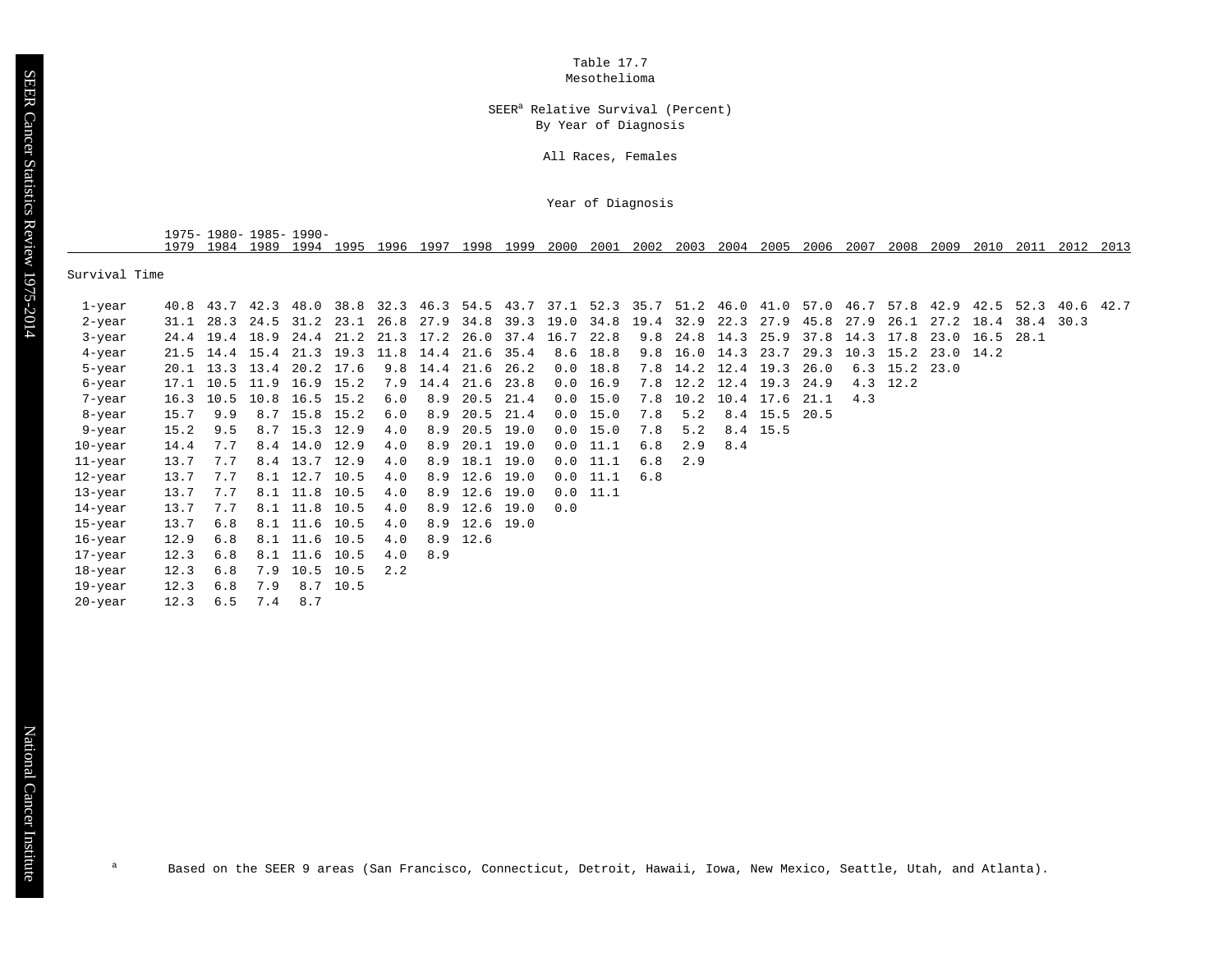Table 17.7
Mesothelioma

SEER[a] Relative Survival (Percent)
By Year of Diagnosis

All Races, Females

| Survival Time | 1975-1979 | 1980-1984 | 1985-1989 | 1990-1994 | 1995 | 1996 | 1997 | 1998 | 1999 | 2000 | 2001 | 2002 | 2003 | 2004 | 2005 | 2006 | 2007 | 2008 | 2009 | 2010 | 2011 | 2012 | 2013 |
|---|---|---|---|---|---|---|---|---|---|---|---|---|---|---|---|---|---|---|---|---|---|---|---|
| 1-year | 40.8 | 43.7 | 42.3 | 48.0 | 38.8 | 32.3 | 46.3 | 54.5 | 43.7 | 37.1 | 52.3 | 35.7 | 51.2 | 46.0 | 41.0 | 57.0 | 46.7 | 57.8 | 42.9 | 42.5 | 52.3 | 40.6 | 42.7 |
| 2-year | 31.1 | 28.3 | 24.5 | 31.2 | 23.1 | 26.8 | 27.9 | 34.8 | 39.3 | 19.0 | 34.8 | 19.4 | 32.9 | 22.3 | 27.9 | 45.8 | 27.9 | 26.1 | 27.2 | 18.4 | 38.4 | 30.3 | |
| 3-year | 24.4 | 19.4 | 18.9 | 24.4 | 21.2 | 21.3 | 17.2 | 26.0 | 37.4 | 16.7 | 22.8 | 9.8 | 24.8 | 14.3 | 25.9 | 37.8 | 14.3 | 17.8 | 23.0 | 16.5 | 28.1 | | |
| 4-year | 21.5 | 14.4 | 15.4 | 21.3 | 19.3 | 11.8 | 14.4 | 21.6 | 35.4 | 8.6 | 18.8 | 9.8 | 16.0 | 14.3 | 23.7 | 29.3 | 10.3 | 15.2 | 23.0 | 14.2 | | | |
| 5-year | 20.1 | 13.3 | 13.4 | 20.2 | 17.6 | 9.8 | 14.4 | 21.6 | 26.2 | 0.0 | 18.8 | 7.8 | 14.2 | 12.4 | 19.3 | 26.0 | 6.3 | 15.2 | 23.0 | | | | |
| 6-year | 17.1 | 10.5 | 11.9 | 16.9 | 15.2 | 7.9 | 14.4 | 21.6 | 23.8 | 0.0 | 16.9 | 7.8 | 12.2 | 12.4 | 19.3 | 24.9 | 4.3 | 12.2 | | | | | |
| 7-year | 16.3 | 10.5 | 10.8 | 16.5 | 15.2 | 6.0 | 8.9 | 20.5 | 21.4 | 0.0 | 15.0 | 7.8 | 10.2 | 10.4 | 17.6 | 21.1 | 4.3 | | | | | | |
| 8-year | 15.7 | 9.9 | 8.7 | 15.8 | 15.2 | 6.0 | 8.9 | 20.5 | 21.4 | 0.0 | 15.0 | 7.8 | 5.2 | 8.4 | 15.5 | 20.5 | | | | | | | |
| 9-year | 15.2 | 9.5 | 8.7 | 15.3 | 12.9 | 4.0 | 8.9 | 20.5 | 19.0 | 0.0 | 15.0 | 7.8 | 5.2 | 8.4 | 15.5 | | | | | | | | |
| 10-year | 14.4 | 7.7 | 8.4 | 14.0 | 12.9 | 4.0 | 8.9 | 20.1 | 19.0 | 0.0 | 11.1 | 6.8 | 2.9 | 8.4 | | | | | | | | | |
| 11-year | 13.7 | 7.7 | 8.4 | 13.7 | 12.9 | 4.0 | 8.9 | 18.1 | 19.0 | 0.0 | 11.1 | 6.8 | 2.9 | | | | | | | | | | |
| 12-year | 13.7 | 7.7 | 8.1 | 12.7 | 10.5 | 4.0 | 8.9 | 12.6 | 19.0 | 0.0 | 11.1 | 6.8 | | | | | | | | | | | |
| 13-year | 13.7 | 7.7 | 8.1 | 11.8 | 10.5 | 4.0 | 8.9 | 12.6 | 19.0 | 0.0 | 11.1 | | | | | | | | | | | | |
| 14-year | 13.7 | 7.7 | 8.1 | 11.8 | 10.5 | 4.0 | 8.9 | 12.6 | 19.0 | 0.0 | | | | | | | | | | | | | |
| 15-year | 13.7 | 6.8 | 8.1 | 11.6 | 10.5 | 4.0 | 8.9 | 12.6 | 19.0 | | | | | | | | | | | | | | |
| 16-year | 12.9 | 6.8 | 8.1 | 11.6 | 10.5 | 4.0 | 8.9 | 12.6 | | | | | | | | | | | | | | | |
| 17-year | 12.3 | 6.8 | 8.1 | 11.6 | 10.5 | 4.0 | 8.9 | | | | | | | | | | | | | | | | |
| 18-year | 12.3 | 6.8 | 7.9 | 10.5 | 10.5 | 2.2 | | | | | | | | | | | | | | | | | |
| 19-year | 12.3 | 6.8 | 7.9 | 8.7 | 10.5 | | | | | | | | | | | | | | | | | | |
| 20-year | 12.3 | 6.5 | 7.4 | 8.7 | | | | | | | | | | | | | | | | | | | |

[a] Based on the SEER 9 areas (San Francisco, Connecticut, Detroit, Hawaii, Iowa, New Mexico, Seattle, Utah, and Atlanta).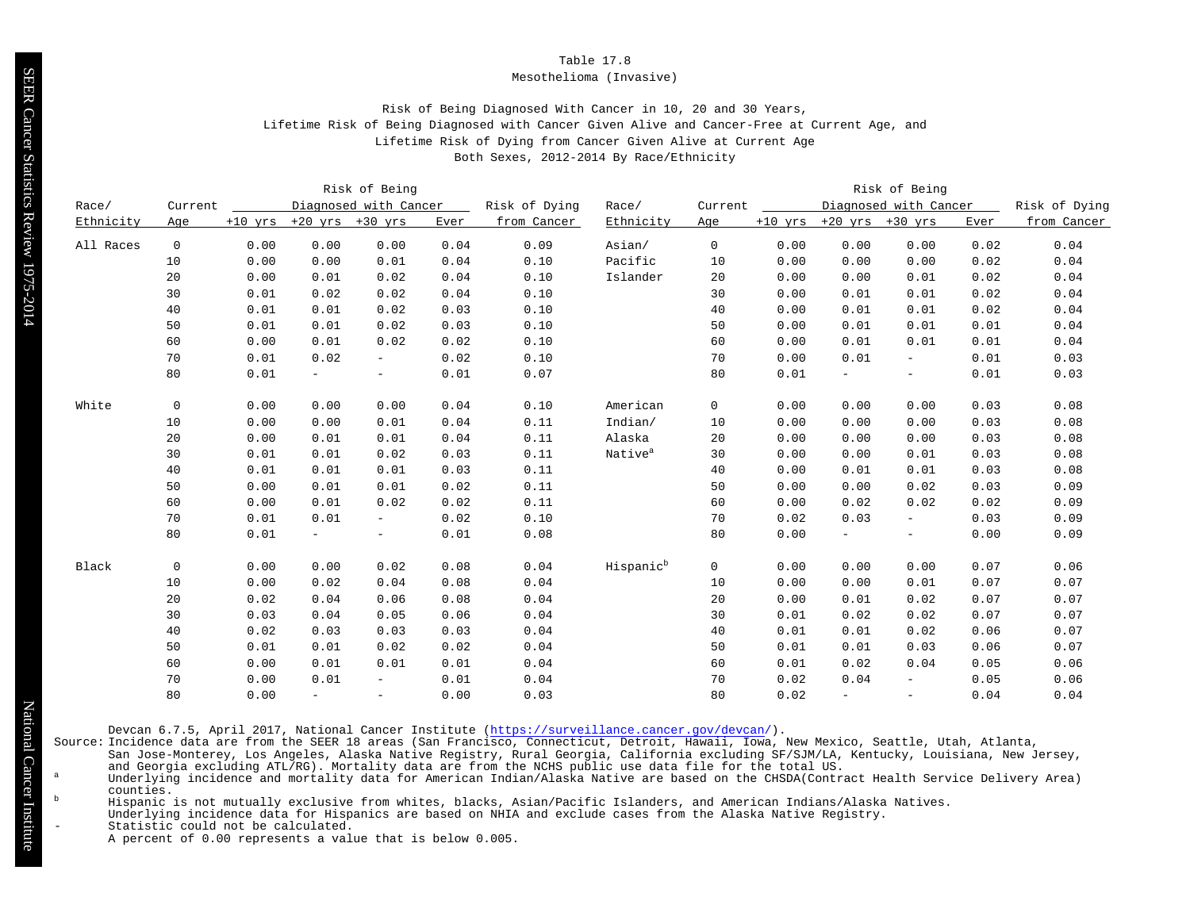Table 17.8

Mesothelioma (Invasive)

Risk of Being Diagnosed With Cancer in 10, 20 and 30 Years,
Lifetime Risk of Being Diagnosed with Cancer Given Alive and Cancer-Free at Current Age, and
Lifetime Risk of Dying from Cancer Given Alive at Current Age
Both Sexes, 2012-2014 By Race/Ethnicity

| Race/ Ethnicity | Current Age | Risk of Being Diagnosed with Cancer +10 yrs | +20 yrs | +30 yrs | Ever | Risk of Dying from Cancer |
|---|---|---|---|---|---|---|
| All Races | 0 | 0.00 | 0.00 | 0.00 | 0.04 | 0.09 |
| | 10 | 0.00 | 0.00 | 0.01 | 0.04 | 0.10 |
| | 20 | 0.00 | 0.01 | 0.02 | 0.04 | 0.10 |
| | 30 | 0.01 | 0.02 | 0.02 | 0.04 | 0.10 |
| | 40 | 0.01 | 0.01 | 0.02 | 0.03 | 0.10 |
| | 50 | 0.01 | 0.01 | 0.02 | 0.03 | 0.10 |
| | 60 | 0.00 | 0.01 | 0.02 | 0.02 | 0.10 |
| | 70 | 0.01 | 0.02 | - | 0.02 | 0.10 |
| | 80 | 0.01 | - | - | 0.01 | 0.07 |
| White | 0 | 0.00 | 0.00 | 0.00 | 0.04 | 0.10 |
| | 10 | 0.00 | 0.00 | 0.01 | 0.04 | 0.11 |
| | 20 | 0.00 | 0.01 | 0.01 | 0.04 | 0.11 |
| | 30 | 0.01 | 0.01 | 0.02 | 0.03 | 0.11 |
| | 40 | 0.01 | 0.01 | 0.01 | 0.03 | 0.11 |
| | 50 | 0.00 | 0.01 | 0.01 | 0.02 | 0.11 |
| | 60 | 0.00 | 0.01 | 0.02 | 0.02 | 0.11 |
| | 70 | 0.01 | 0.01 | - | 0.02 | 0.10 |
| | 80 | 0.01 | - | - | 0.01 | 0.08 |
| Black | 0 | 0.00 | 0.00 | 0.02 | 0.08 | 0.04 |
| | 10 | 0.00 | 0.02 | 0.04 | 0.08 | 0.04 |
| | 20 | 0.02 | 0.04 | 0.06 | 0.08 | 0.04 |
| | 30 | 0.03 | 0.04 | 0.05 | 0.06 | 0.04 |
| | 40 | 0.02 | 0.03 | 0.03 | 0.03 | 0.04 |
| | 50 | 0.01 | 0.01 | 0.02 | 0.02 | 0.04 |
| | 60 | 0.00 | 0.01 | 0.01 | 0.01 | 0.04 |
| | 70 | 0.00 | 0.01 | - | 0.01 | 0.04 |
| | 80 | 0.00 | - | - | 0.00 | 0.03 |
| Asian/ Pacific Islander | 0 | 0.00 | 0.00 | 0.00 | 0.02 | 0.04 |
| | 10 | 0.00 | 0.00 | 0.00 | 0.02 | 0.04 |
| | 20 | 0.00 | 0.00 | 0.01 | 0.02 | 0.04 |
| | 30 | 0.00 | 0.01 | 0.01 | 0.02 | 0.04 |
| | 40 | 0.00 | 0.01 | 0.01 | 0.02 | 0.04 |
| | 50 | 0.00 | 0.01 | 0.01 | 0.01 | 0.04 |
| | 60 | 0.00 | 0.01 | 0.01 | 0.01 | 0.04 |
| | 70 | 0.00 | 0.01 | - | 0.01 | 0.03 |
| | 80 | 0.01 | - | - | 0.01 | 0.03 |
| American Indian/ Alaska Native[a] | 0 | 0.00 | 0.00 | 0.00 | 0.03 | 0.08 |
| | 10 | 0.00 | 0.00 | 0.00 | 0.03 | 0.08 |
| | 20 | 0.00 | 0.00 | 0.00 | 0.03 | 0.08 |
| | 30 | 0.00 | 0.00 | 0.01 | 0.03 | 0.08 |
| | 40 | 0.00 | 0.01 | 0.01 | 0.03 | 0.08 |
| | 50 | 0.00 | 0.00 | 0.02 | 0.03 | 0.09 |
| | 60 | 0.00 | 0.02 | 0.02 | 0.02 | 0.09 |
| | 70 | 0.02 | 0.03 | - | 0.03 | 0.09 |
| | 80 | 0.00 | - | - | 0.00 | 0.09 |
| Hispanic[b] | 0 | 0.00 | 0.00 | 0.00 | 0.07 | 0.06 |
| | 10 | 0.00 | 0.00 | 0.01 | 0.07 | 0.07 |
| | 20 | 0.00 | 0.01 | 0.02 | 0.07 | 0.07 |
| | 30 | 0.01 | 0.02 | 0.02 | 0.07 | 0.07 |
| | 40 | 0.01 | 0.01 | 0.02 | 0.06 | 0.07 |
| | 50 | 0.01 | 0.01 | 0.03 | 0.06 | 0.07 |
| | 60 | 0.01 | 0.02 | 0.04 | 0.05 | 0.06 |
| | 70 | 0.02 | 0.04 | - | 0.05 | 0.06 |
| | 80 | 0.02 | - | - | 0.04 | 0.04 |

Devcan 6.7.5, April 2017, National Cancer Institute (https://surveillance.cancer.gov/devcan/).

Source: Incidence data are from the SEER 18 areas (San Francisco, Connecticut, Detroit, Hawaii, Iowa, New Mexico, Seattle, Utah, Atlanta, San Jose-Monterey, Los Angeles, Alaska Native Registry, Rural Georgia, California excluding SF/SJM/LA, Kentucky, Louisiana, New Jersey, and Georgia excluding ATL/RG). Mortality data are from the NCHS public use data file for the total US.

[a] Underlying incidence and mortality data for American Indian/Alaska Native are based on the CHSDA(Contract Health Service Delivery Area) counties.

[b] Hispanic is not mutually exclusive from whites, blacks, Asian/Pacific Islanders, and American Indians/Alaska Natives. Underlying incidence data for Hispanics are based on NHIA and exclude cases from the Alaska Native Registry.

\- Statistic could not be calculated.

A percent of 0.00 represents a value that is below 0.005.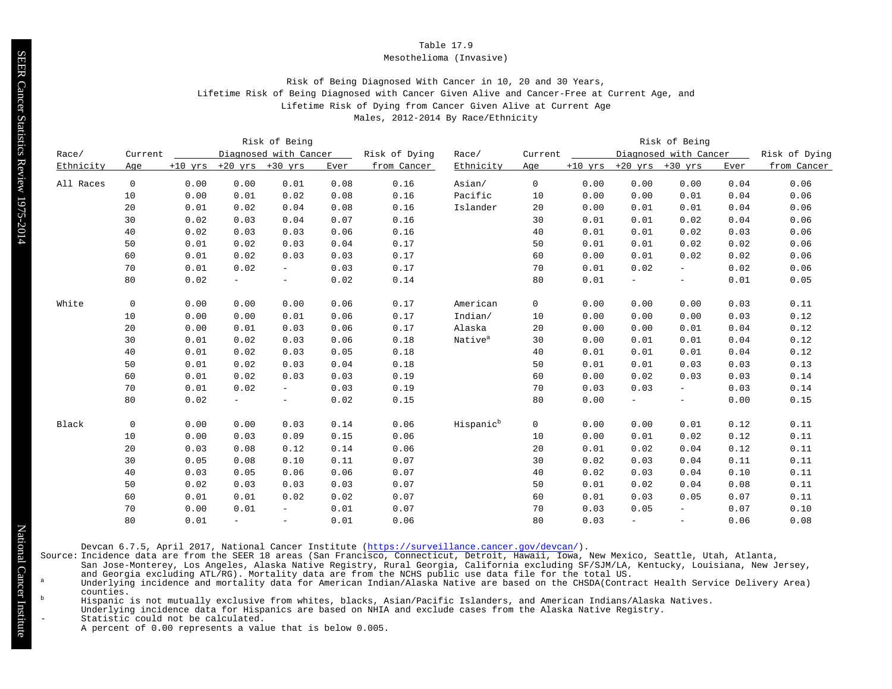Table 17.9

Mesothelioma (Invasive)

Risk of Being Diagnosed With Cancer in 10, 20 and 30 Years,
Lifetime Risk of Being Diagnosed with Cancer Given Alive and Cancer-Free at Current Age, and
Lifetime Risk of Dying from Cancer Given Alive at Current Age
Males, 2012-2014 By Race/Ethnicity

| Race/ Ethnicity | Current Age | Risk of Being Diagnosed with Cancer +10 yrs | +20 yrs | +30 yrs | Ever | Risk of Dying from Cancer | Race/ Ethnicity | Current Age | Risk of Being Diagnosed with Cancer +10 yrs | +20 yrs | +30 yrs | Ever | Risk of Dying from Cancer |
|---|---|---|---|---|---|---|---|---|---|---|---|---|---|
| All Races | 0 | 0.00 | 0.00 | 0.01 | 0.08 | 0.16 | Asian/ Pacific Islander | 0 | 0.00 | 0.00 | 0.00 | 0.04 | 0.06 |
| | 10 | 0.00 | 0.01 | 0.02 | 0.08 | 0.16 | | 10 | 0.00 | 0.00 | 0.01 | 0.04 | 0.06 |
| | 20 | 0.01 | 0.02 | 0.04 | 0.08 | 0.16 | | 20 | 0.00 | 0.01 | 0.01 | 0.04 | 0.06 |
| | 30 | 0.02 | 0.03 | 0.04 | 0.07 | 0.16 | | 30 | 0.01 | 0.01 | 0.02 | 0.04 | 0.06 |
| | 40 | 0.02 | 0.03 | 0.03 | 0.06 | 0.16 | | 40 | 0.01 | 0.01 | 0.02 | 0.03 | 0.06 |
| | 50 | 0.01 | 0.02 | 0.03 | 0.04 | 0.17 | | 50 | 0.01 | 0.01 | 0.02 | 0.02 | 0.06 |
| | 60 | 0.01 | 0.02 | 0.03 | 0.03 | 0.17 | | 60 | 0.00 | 0.01 | 0.02 | 0.02 | 0.06 |
| | 70 | 0.01 | 0.02 | - | 0.03 | 0.17 | | 70 | 0.01 | 0.02 | - | 0.02 | 0.06 |
| | 80 | 0.02 | - | - | 0.02 | 0.14 | | 80 | 0.01 | - | - | 0.01 | 0.05 |
| White | 0 | 0.00 | 0.00 | 0.00 | 0.06 | 0.17 | American Indian/ Alaska Native[a] | 0 | 0.00 | 0.00 | 0.00 | 0.03 | 0.11 |
| | 10 | 0.00 | 0.00 | 0.01 | 0.06 | 0.17 | | 10 | 0.00 | 0.00 | 0.00 | 0.03 | 0.12 |
| | 20 | 0.00 | 0.01 | 0.03 | 0.06 | 0.17 | | 20 | 0.00 | 0.00 | 0.01 | 0.04 | 0.12 |
| | 30 | 0.01 | 0.02 | 0.03 | 0.06 | 0.18 | | 30 | 0.00 | 0.01 | 0.01 | 0.04 | 0.12 |
| | 40 | 0.01 | 0.02 | 0.03 | 0.05 | 0.18 | | 40 | 0.01 | 0.01 | 0.01 | 0.04 | 0.12 |
| | 50 | 0.01 | 0.02 | 0.03 | 0.04 | 0.18 | | 50 | 0.01 | 0.01 | 0.03 | 0.03 | 0.13 |
| | 60 | 0.01 | 0.02 | 0.03 | 0.03 | 0.19 | | 60 | 0.00 | 0.02 | 0.03 | 0.03 | 0.14 |
| | 70 | 0.01 | 0.02 | - | 0.03 | 0.19 | | 70 | 0.03 | 0.03 | - | 0.03 | 0.14 |
| | 80 | 0.02 | - | - | 0.02 | 0.15 | | 80 | 0.00 | - | - | 0.00 | 0.15 |
| Black | 0 | 0.00 | 0.00 | 0.03 | 0.14 | 0.06 | Hispanic[b] | 0 | 0.00 | 0.00 | 0.01 | 0.12 | 0.11 |
| | 10 | 0.00 | 0.03 | 0.09 | 0.15 | 0.06 | | 10 | 0.00 | 0.01 | 0.02 | 0.12 | 0.11 |
| | 20 | 0.03 | 0.08 | 0.12 | 0.14 | 0.06 | | 20 | 0.01 | 0.02 | 0.04 | 0.12 | 0.11 |
| | 30 | 0.05 | 0.08 | 0.10 | 0.11 | 0.07 | | 30 | 0.02 | 0.03 | 0.04 | 0.11 | 0.11 |
| | 40 | 0.03 | 0.05 | 0.06 | 0.06 | 0.07 | | 40 | 0.02 | 0.03 | 0.04 | 0.10 | 0.11 |
| | 50 | 0.02 | 0.03 | 0.03 | 0.03 | 0.07 | | 50 | 0.01 | 0.02 | 0.04 | 0.08 | 0.11 |
| | 60 | 0.01 | 0.01 | 0.02 | 0.02 | 0.07 | | 60 | 0.01 | 0.03 | 0.05 | 0.07 | 0.11 |
| | 70 | 0.00 | 0.01 | - | 0.01 | 0.07 | | 70 | 0.03 | 0.05 | - | 0.07 | 0.10 |
| | 80 | 0.01 | - | - | 0.01 | 0.06 | | 80 | 0.03 | - | - | 0.06 | 0.08 |

Devcan 6.7.5, April 2017, National Cancer Institute (https://surveillance.cancer.gov/devcan/).

Source: Incidence data are from the SEER 18 areas (San Francisco, Connecticut, Detroit, Hawaii, Iowa, New Mexico, Seattle, Utah, Atlanta, San Jose-Monterey, Los Angeles, Alaska Native Registry, Rural Georgia, California excluding SF/SJM/LA, Kentucky, Louisiana, New Jersey, and Georgia excluding ATL/RG). Mortality data are from the NCHS public use data file for the total US.

[a] Underlying incidence and mortality data for American Indian/Alaska Native are based on the CHSDA(Contract Health Service Delivery Area) counties.

[b] Hispanic is not mutually exclusive from whites, blacks, Asian/Pacific Islanders, and American Indians/Alaska Natives. Underlying incidence data for Hispanics are based on NHIA and exclude cases from the Alaska Native Registry.

- Statistic could not be calculated.

A percent of 0.00 represents a value that is below 0.005.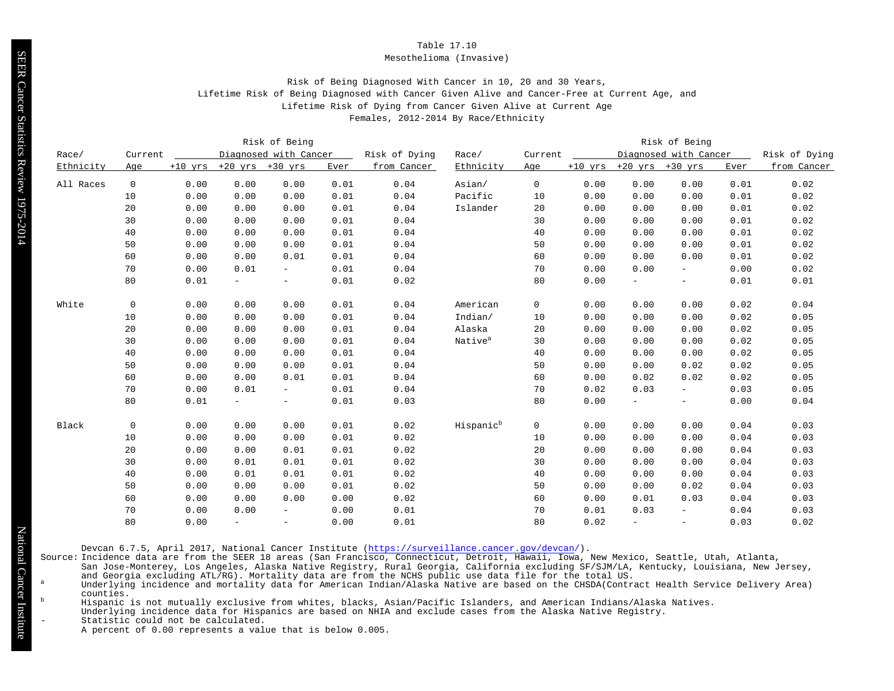Table 17.10

Mesothelioma (Invasive)

Risk of Being Diagnosed With Cancer in 10, 20 and 30 Years,
Lifetime Risk of Being Diagnosed with Cancer Given Alive and Cancer-Free at Current Age, and
Lifetime Risk of Dying from Cancer Given Alive at Current Age
Females, 2012-2014 By Race/Ethnicity

| Race/ Ethnicity | Current Age | Risk of Being Diagnosed with Cancer +10 yrs | +20 yrs | +30 yrs | Ever | Risk of Dying from Cancer |
|---|---|---|---|---|---|---|
| All Races | 0 | 0.00 | 0.00 | 0.00 | 0.01 | 0.04 |
| | 10 | 0.00 | 0.00 | 0.00 | 0.01 | 0.04 |
| | 20 | 0.00 | 0.00 | 0.00 | 0.01 | 0.04 |
| | 30 | 0.00 | 0.00 | 0.00 | 0.01 | 0.04 |
| | 40 | 0.00 | 0.00 | 0.00 | 0.01 | 0.04 |
| | 50 | 0.00 | 0.00 | 0.00 | 0.01 | 0.04 |
| | 60 | 0.00 | 0.00 | 0.01 | 0.01 | 0.04 |
| | 70 | 0.00 | 0.01 | - | 0.01 | 0.04 |
| | 80 | 0.01 | - | - | 0.01 | 0.02 |
| White | 0 | 0.00 | 0.00 | 0.00 | 0.01 | 0.04 |
| | 10 | 0.00 | 0.00 | 0.00 | 0.01 | 0.04 |
| | 20 | 0.00 | 0.00 | 0.00 | 0.01 | 0.04 |
| | 30 | 0.00 | 0.00 | 0.00 | 0.01 | 0.04 |
| | 40 | 0.00 | 0.00 | 0.00 | 0.01 | 0.04 |
| | 50 | 0.00 | 0.00 | 0.00 | 0.01 | 0.04 |
| | 60 | 0.00 | 0.00 | 0.01 | 0.01 | 0.04 |
| | 70 | 0.00 | 0.01 | - | 0.01 | 0.04 |
| | 80 | 0.01 | - | - | 0.01 | 0.03 |
| Black | 0 | 0.00 | 0.00 | 0.00 | 0.01 | 0.02 |
| | 10 | 0.00 | 0.00 | 0.00 | 0.01 | 0.02 |
| | 20 | 0.00 | 0.00 | 0.01 | 0.01 | 0.02 |
| | 30 | 0.00 | 0.01 | 0.01 | 0.01 | 0.02 |
| | 40 | 0.00 | 0.01 | 0.01 | 0.01 | 0.02 |
| | 50 | 0.00 | 0.00 | 0.00 | 0.01 | 0.02 |
| | 60 | 0.00 | 0.00 | 0.00 | 0.00 | 0.02 |
| | 70 | 0.00 | 0.00 | - | 0.00 | 0.01 |
| | 80 | 0.00 | - | - | 0.00 | 0.01 |
| Asian/ Pacific Islander | 0 | 0.00 | 0.00 | 0.00 | 0.01 | 0.02 |
| | 10 | 0.00 | 0.00 | 0.00 | 0.01 | 0.02 |
| | 20 | 0.00 | 0.00 | 0.00 | 0.01 | 0.02 |
| | 30 | 0.00 | 0.00 | 0.00 | 0.01 | 0.02 |
| | 40 | 0.00 | 0.00 | 0.00 | 0.01 | 0.02 |
| | 50 | 0.00 | 0.00 | 0.00 | 0.01 | 0.02 |
| | 60 | 0.00 | 0.00 | 0.00 | 0.01 | 0.02 |
| | 70 | 0.00 | 0.00 | - | 0.00 | 0.02 |
| | 80 | 0.00 | - | - | 0.01 | 0.01 |
| American Indian/ Alaska Native[a] | 0 | 0.00 | 0.00 | 0.00 | 0.02 | 0.04 |
| | 10 | 0.00 | 0.00 | 0.00 | 0.02 | 0.05 |
| | 20 | 0.00 | 0.00 | 0.00 | 0.02 | 0.05 |
| | 30 | 0.00 | 0.00 | 0.00 | 0.02 | 0.05 |
| | 40 | 0.00 | 0.00 | 0.00 | 0.02 | 0.05 |
| | 50 | 0.00 | 0.00 | 0.02 | 0.02 | 0.05 |
| | 60 | 0.00 | 0.02 | 0.02 | 0.02 | 0.05 |
| | 70 | 0.02 | 0.03 | - | 0.03 | 0.05 |
| | 80 | 0.00 | - | - | 0.00 | 0.04 |
| Hispanic[b] | 0 | 0.00 | 0.00 | 0.00 | 0.04 | 0.03 |
| | 10 | 0.00 | 0.00 | 0.00 | 0.04 | 0.03 |
| | 20 | 0.00 | 0.00 | 0.00 | 0.04 | 0.03 |
| | 30 | 0.00 | 0.00 | 0.00 | 0.04 | 0.03 |
| | 40 | 0.00 | 0.00 | 0.00 | 0.04 | 0.03 |
| | 50 | 0.00 | 0.00 | 0.02 | 0.04 | 0.03 |
| | 60 | 0.00 | 0.01 | 0.03 | 0.04 | 0.03 |
| | 70 | 0.01 | 0.03 | - | 0.04 | 0.03 |
| | 80 | 0.02 | - | - | 0.03 | 0.02 |

Devcan 6.7.5, April 2017, National Cancer Institute (https://surveillance.cancer.gov/devcan/).

Source: Incidence data are from the SEER 18 areas (San Francisco, Connecticut, Detroit, Hawaii, Iowa, New Mexico, Seattle, Utah, Atlanta, San Jose-Monterey, Los Angeles, Alaska Native Registry, Rural Georgia, California excluding SF/SJM/LA, Kentucky, Louisiana, New Jersey, and Georgia excluding ATL/RG). Mortality data are from the NCHS public use data file for the total US.

[a] Underlying incidence and mortality data for American Indian/Alaska Native are based on the CHSDA(Contract Health Service Delivery Area) counties.

[b] Hispanic is not mutually exclusive from whites, blacks, Asian/Pacific Islanders, and American Indians/Alaska Natives. Underlying incidence data for Hispanics are based on NHIA and exclude cases from the Alaska Native Registry.

\- Statistic could not be calculated.

A percent of 0.00 represents a value that is below 0.005.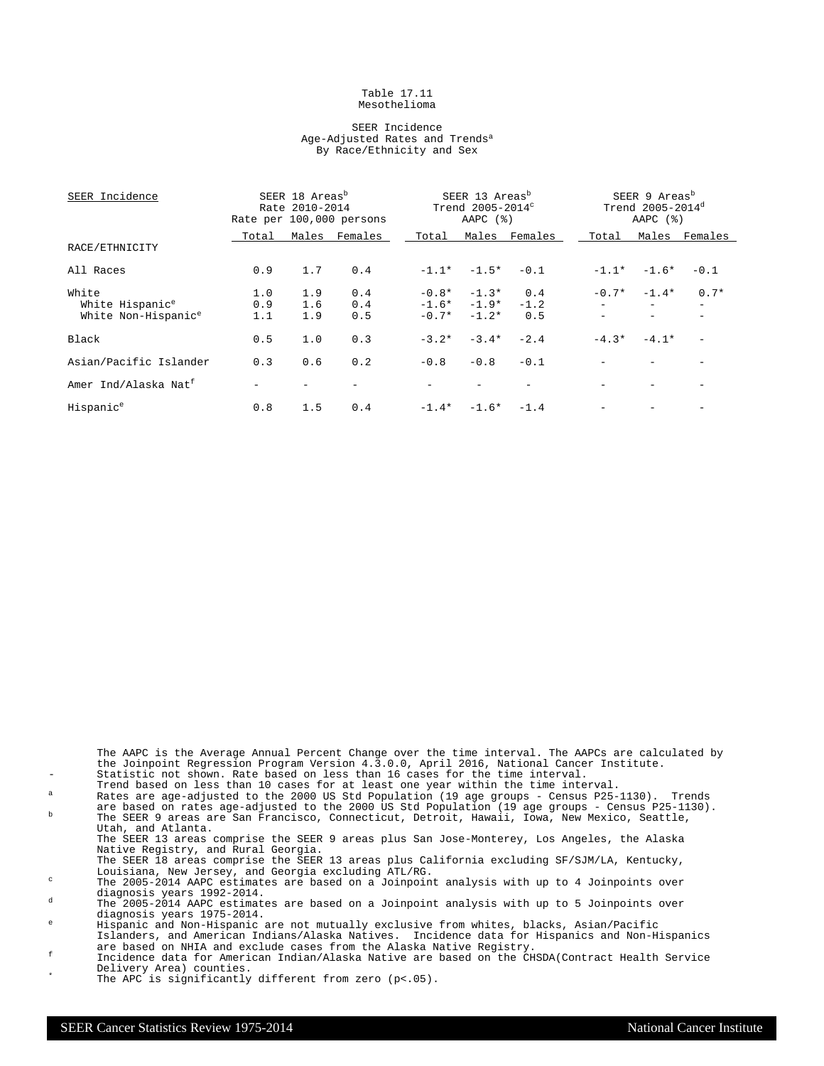Table 17.11
Mesothelioma

SEER Incidence
Age-Adjusted Rates and Trends[a]
By Race/Ethnicity and Sex

| SEER Incidence | SEER 18 Areas[b] Rate 2010-2014 Rate per 100,000 persons | | | SEER 13 Areas[b] Trend 2005-2014[c] AAPC (%) | | | SEER 9 Areas[b] Trend 2005-2014[d] AAPC (%) | | |
|---|---|---|---|---|---|---|---|---|---|
| | Total | Males | Females | Total | Males | Females | Total | Males | Females |
| RACE/ETHNICITY | | | | | | | | | |
| All Races | 0.9 | 1.7 | 0.4 | -1.1* | -1.5* | -0.1 | -1.1* | -1.6* | -0.1 |
| White | 1.0 | 1.9 | 0.4 | -0.8* | -1.3* | 0.4 | -0.7* | -1.4* | 0.7* |
| White Hispanic[e] | 0.9 | 1.6 | 0.4 | -1.6* | -1.9* | -1.2 | - | - | - |
| White Non-Hispanic[e] | 1.1 | 1.9 | 0.5 | -0.7* | -1.2* | 0.5 | - | - | - |
| Black | 0.5 | 1.0 | 0.3 | -3.2* | -3.4* | -2.4 | -4.3* | -4.1* | - |
| Asian/Pacific Islander | 0.3 | 0.6 | 0.2 | -0.8 | -0.8 | -0.1 | - | - | - |
| Amer Ind/Alaska Nat[f] | - | - | - | - | - | - | - | - | - |
| Hispanic[e] | 0.8 | 1.5 | 0.4 | -1.4* | -1.6* | -1.4 | - | - | - |

The AAPC is the Average Annual Percent Change over the time interval. The AAPCs are calculated by the Joinpoint Regression Program Version 4.3.0.0, April 2016, National Cancer Institute.

- Statistic not shown. Rate based on less than 16 cases for the time interval. Trend based on less than 10 cases for at least one year within the time interval.

[a] Rates are age-adjusted to the 2000 US Std Population (19 age groups - Census P25-1130). Trends are based on rates age-adjusted to the 2000 US Std Population (19 age groups - Census P25-1130).

[b] The SEER 9 areas are San Francisco, Connecticut, Detroit, Hawaii, Iowa, New Mexico, Seattle, Utah, and Atlanta.
The SEER 13 areas comprise the SEER 9 areas plus San Jose-Monterey, Los Angeles, the Alaska Native Registry, and Rural Georgia.
The SEER 18 areas comprise the SEER 13 areas plus California excluding SF/SJM/LA, Kentucky, Louisiana, New Jersey, and Georgia excluding ATL/RG.

[c] The 2005-2014 AAPC estimates are based on a Joinpoint analysis with up to 4 Joinpoints over diagnosis years 1992-2014.

[d] The 2005-2014 AAPC estimates are based on a Joinpoint analysis with up to 5 Joinpoints over diagnosis years 1975-2014.

[e] Hispanic and Non-Hispanic are not mutually exclusive from whites, blacks, Asian/Pacific Islanders, and American Indians/Alaska Natives. Incidence data for Hispanics and Non-Hispanics are based on NHIA and exclude cases from the Alaska Native Registry.

[f] Incidence data for American Indian/Alaska Native are based on the CHSDA(Contract Health Service Delivery Area) counties.

* The APC is significantly different from zero (p<.05).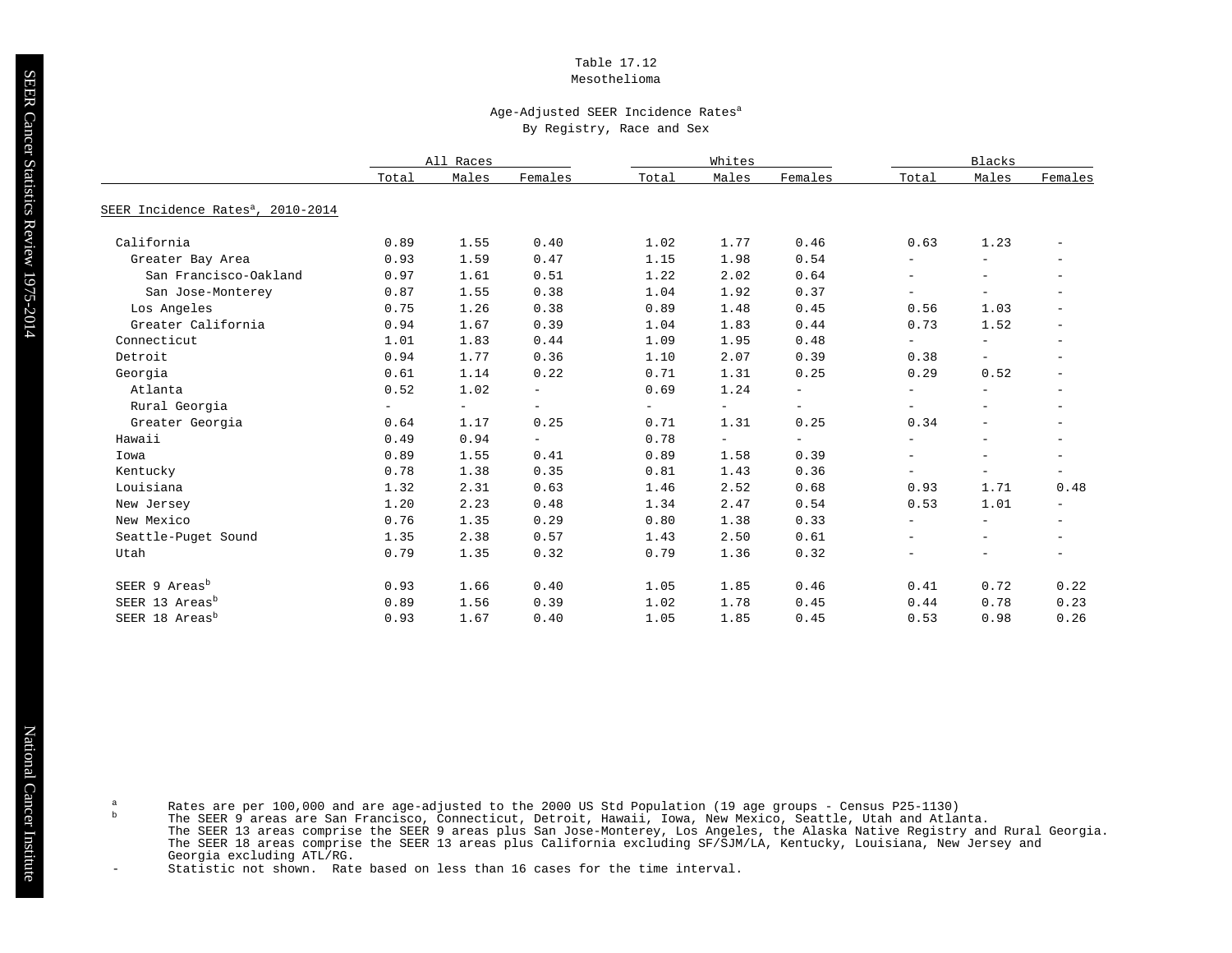Table 17.12
Mesothelioma

Age-Adjusted SEER Incidence Rates[a]
By Registry, Race and Sex

| | All Races | | | Whites | | | Blacks | | |
|---|---|---|---|---|---|---|---|---|---|
| | Total | Males | Females | Total | Males | Females | Total | Males | Females |
| SEER Incidence Rates[a], 2010-2014 | | | | | | | | | |
| California | 0.89 | 1.55 | 0.40 | 1.02 | 1.77 | 0.46 | 0.63 | 1.23 | - |
| Greater Bay Area | 0.93 | 1.59 | 0.47 | 1.15 | 1.98 | 0.54 | - | - | - |
| San Francisco-Oakland | 0.97 | 1.61 | 0.51 | 1.22 | 2.02 | 0.64 | - | - | - |
| San Jose-Monterey | 0.87 | 1.55 | 0.38 | 1.04 | 1.92 | 0.37 | - | - | - |
| Los Angeles | 0.75 | 1.26 | 0.38 | 0.89 | 1.48 | 0.45 | 0.56 | 1.03 | - |
| Greater California | 0.94 | 1.67 | 0.39 | 1.04 | 1.83 | 0.44 | 0.73 | 1.52 | - |
| Connecticut | 1.01 | 1.83 | 0.44 | 1.09 | 1.95 | 0.48 | - | - | - |
| Detroit | 0.94 | 1.77 | 0.36 | 1.10 | 2.07 | 0.39 | 0.38 | - | - |
| Georgia | 0.61 | 1.14 | 0.22 | 0.71 | 1.31 | 0.25 | 0.29 | 0.52 | - |
| Atlanta | 0.52 | 1.02 | - | 0.69 | 1.24 | - | - | - | - |
| Rural Georgia | - | - | - | - | - | - | - | - | - |
| Greater Georgia | 0.64 | 1.17 | 0.25 | 0.71 | 1.31 | 0.25 | 0.34 | - | - |
| Hawaii | 0.49 | 0.94 | - | 0.78 | - | - | - | - | - |
| Iowa | 0.89 | 1.55 | 0.41 | 0.89 | 1.58 | 0.39 | - | - | - |
| Kentucky | 0.78 | 1.38 | 0.35 | 0.81 | 1.43 | 0.36 | - | - | - |
| Louisiana | 1.32 | 2.31 | 0.63 | 1.46 | 2.52 | 0.68 | 0.93 | 1.71 | 0.48 |
| New Jersey | 1.20 | 2.23 | 0.48 | 1.34 | 2.47 | 0.54 | 0.53 | 1.01 | - |
| New Mexico | 0.76 | 1.35 | 0.29 | 0.80 | 1.38 | 0.33 | - | - | - |
| Seattle-Puget Sound | 1.35 | 2.38 | 0.57 | 1.43 | 2.50 | 0.61 | - | - | - |
| Utah | 0.79 | 1.35 | 0.32 | 0.79 | 1.36 | 0.32 | - | - | - |
| SEER 9 Areas[b] | 0.93 | 1.66 | 0.40 | 1.05 | 1.85 | 0.46 | 0.41 | 0.72 | 0.22 |
| SEER 13 Areas[b] | 0.89 | 1.56 | 0.39 | 1.02 | 1.78 | 0.45 | 0.44 | 0.78 | 0.23 |
| SEER 18 Areas[b] | 0.93 | 1.67 | 0.40 | 1.05 | 1.85 | 0.45 | 0.53 | 0.98 | 0.26 |

[a] Rates are per 100,000 and are age-adjusted to the 2000 US Std Population (19 age groups - Census P25-1130)

[b] The SEER 9 areas are San Francisco, Connecticut, Detroit, Hawaii, Iowa, New Mexico, Seattle, Utah and Atlanta. The SEER 13 areas comprise the SEER 9 areas plus San Jose-Monterey, Los Angeles, the Alaska Native Registry and Rural Georgia. The SEER 18 areas comprise the SEER 13 areas plus California excluding SF/SJM/LA, Kentucky, Louisiana, New Jersey and Georgia excluding ATL/RG.

\- Statistic not shown. Rate based on less than 16 cases for the time interval.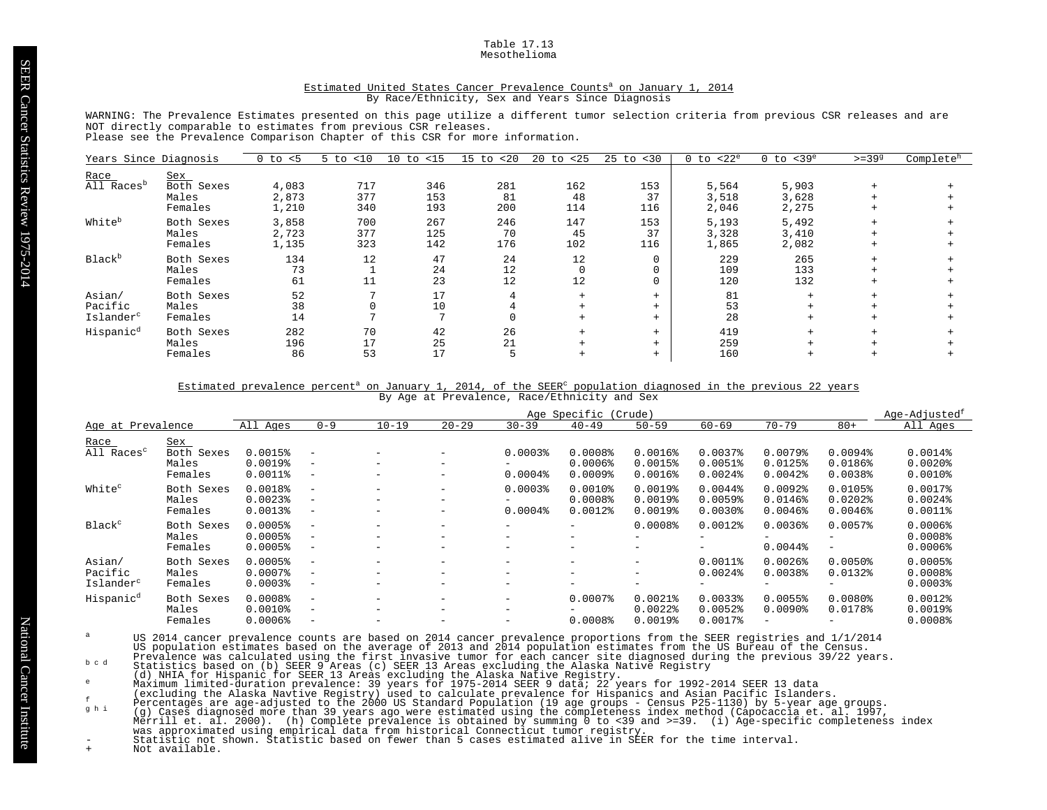Table 17.13
Mesothelioma

## Estimated United States Cancer Prevalence Counts[a] on January 1, 2014
By Race/Ethnicity, Sex and Years Since Diagnosis

WARNING: The Prevalence Estimates presented on this page utilize a different tumor selection criteria from previous CSR releases and are NOT directly comparable to estimates from previous CSR releases.
Please see the Prevalence Comparison Chapter of this CSR for more information.

| Race | Sex | 0 to <5 | 5 to <10 | 10 to <15 | 15 to <20 | 20 to <25 | 25 to <30 | 0 to <22[e] | 0 to <39[e] | >=39[g] | Complete[h] |
|---|---|---|---|---|---|---|---|---|---|---|---|
| All Races[b] | Both Sexes | 4,083 | 717 | 346 | 281 | 162 | 153 | 5,564 | 5,903 | + | + |
| | Males | 2,873 | 377 | 153 | 81 | 48 | 37 | 3,518 | 3,628 | + | + |
| | Females | 1,210 | 340 | 193 | 200 | 114 | 116 | 2,046 | 2,275 | + | + |
| White[b] | Both Sexes | 3,858 | 700 | 267 | 246 | 147 | 153 | 5,193 | 5,492 | + | + |
| | Males | 2,723 | 377 | 125 | 70 | 45 | 37 | 3,328 | 3,410 | + | + |
| | Females | 1,135 | 323 | 142 | 176 | 102 | 116 | 1,865 | 2,082 | + | + |
| Black[b] | Both Sexes | 134 | 12 | 47 | 24 | 12 | 0 | 229 | 265 | + | + |
| | Males | 73 | 1 | 24 | 12 | 0 | 0 | 109 | 133 | + | + |
| | Females | 61 | 11 | 23 | 12 | 12 | 0 | 120 | 132 | + | + |
| Asian/Pacific Islander[c] | Both Sexes | 52 | 7 | 17 | 4 | + | + | 81 | + | + | + |
| | Males | 38 | 0 | 10 | 4 | + | + | 53 | + | + | + |
| | Females | 14 | 7 | 7 | 0 | + | + | 28 | + | + | + |
| Hispanic[d] | Both Sexes | 282 | 70 | 42 | 26 | + | + | 419 | + | + | + |
| | Males | 196 | 17 | 25 | 21 | + | + | 259 | + | + | + |
| | Females | 86 | 53 | 17 | 5 | + | + | 160 | + | + | + |

## Estimated prevalence percent[a] on January 1, 2014, of the SEER[c] population diagnosed in the previous 22 years
By Age at Prevalence, Race/Ethnicity and Sex

| Race | Sex | All Ages (Crude) | 0-9 | 10-19 | 20-29 | 30-39 | 40-49 | 50-59 | 60-69 | 70-79 | 80+ | Age-Adjusted[f] All Ages |
|---|---|---|---|---|---|---|---|---|---|---|---|---|
| All Races[c] | Both Sexes | 0.0015% | - | - | - | 0.0003% | 0.0008% | 0.0016% | 0.0037% | 0.0079% | 0.0094% | 0.0014% |
| | Males | 0.0019% | - | - | - | - | 0.0006% | 0.0015% | 0.0051% | 0.0125% | 0.0186% | 0.0020% |
| | Females | 0.0011% | - | - | - | 0.0004% | 0.0009% | 0.0016% | 0.0024% | 0.0042% | 0.0038% | 0.0010% |
| White[c] | Both Sexes | 0.0018% | - | - | - | 0.0003% | 0.0010% | 0.0019% | 0.0044% | 0.0092% | 0.0105% | 0.0017% |
| | Males | 0.0023% | - | - | - | - | 0.0008% | 0.0019% | 0.0059% | 0.0146% | 0.0202% | 0.0024% |
| | Females | 0.0013% | - | - | - | 0.0004% | 0.0012% | 0.0019% | 0.0030% | 0.0046% | 0.0046% | 0.0011% |
| Black[c] | Both Sexes | 0.0005% | - | - | - | - | - | 0.0008% | 0.0012% | 0.0036% | 0.0057% | 0.0006% |
| | Males | 0.0005% | - | - | - | - | - | - | - | - | - | 0.0008% |
| | Females | 0.0005% | - | - | - | - | - | - | - | 0.0044% | - | 0.0006% |
| Asian/Pacific Islander[c] | Both Sexes | 0.0005% | - | - | - | - | - | - | 0.0011% | 0.0026% | 0.0050% | 0.0005% |
| | Males | 0.0007% | - | - | - | - | - | - | 0.0024% | 0.0038% | 0.0132% | 0.0008% |
| | Females | 0.0003% | - | - | - | - | - | - | - | - | - | 0.0003% |
| Hispanic[d] | Both Sexes | 0.0008% | - | - | - | - | 0.0007% | 0.0021% | 0.0033% | 0.0055% | 0.0080% | 0.0012% |
| | Males | 0.0010% | - | - | - | - | - | 0.0022% | 0.0052% | 0.0090% | 0.0178% | 0.0019% |
| | Females | 0.0006% | - | - | - | - | 0.0008% | 0.0019% | 0.0017% | - | - | 0.0008% |

[a] US 2014 cancer prevalence counts are based on 2014 cancer prevalence proportions from the SEER registries and 1/1/2014 US population estimates based on the average of 2013 and 2014 population estimates from the US Bureau of the Census. Prevalence was calculated using the first invasive tumor for each cancer site diagnosed during the previous 39/22 years.

[b c d] Statistics based on (b) SEER 9 Areas (c) SEER 13 Areas excluding the Alaska Native Registry (d) NHIA for Hispanic for SEER 13 Areas excluding the Alaska Native Registry.

[e] Maximum limited-duration prevalence: 39 years for 1975-2014 SEER 9 data; 22 years for 1992-2014 SEER 13 data (excluding the Alaska Navtive Registry) used to calculate prevalence for Hispanics and Asian Pacific Islanders.

[f] Percentages are age-adjusted to the 2000 US Standard Population (19 age groups - Census P25-1130) by 5-year age groups.

[g h i] (g) Cases diagnosed more than 39 years ago were estimated using the completeness index method (Capocaccia et. al. 1997, Merrill et. al. 2000). (h) Complete prevalence is obtained by summing 0 to <39 and >=39. (i) Age-specific completeness index was approximated using empirical data from historical Connecticut tumor registry.

- Statistic not shown. Statistic based on fewer than 5 cases estimated alive in SEER for the time interval.

+ Not available.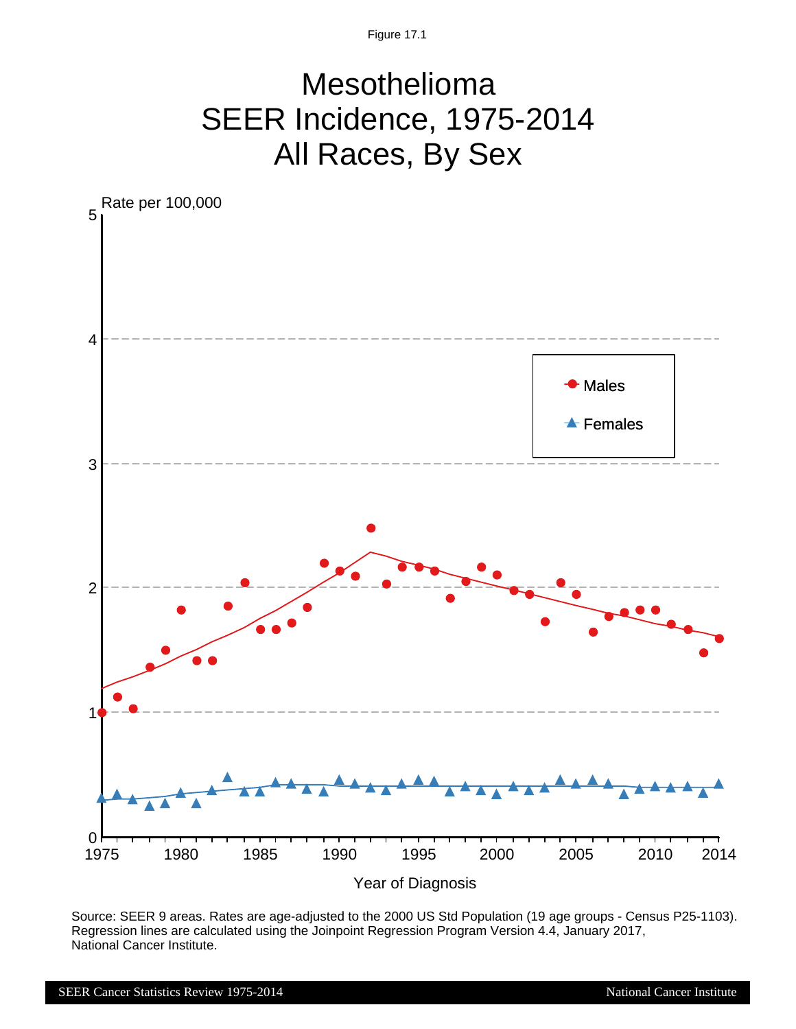Figure 17.1

# Mesothelioma
# SEER Incidence, 1975-2014
# All Races, By Sex

Rate per 100,000

5

4

3

2

1

0

Males

Females

1975 1980 1985 1990 1995 2000 2005 2010 2014

Year of Diagnosis

Source: SEER 9 areas. Rates are age-adjusted to the 2000 US Std Population (19 age groups - Census P25-1103).
Regression lines are calculated using the Joinpoint Regression Program Version 4.4, January 2017,
National Cancer Institute.